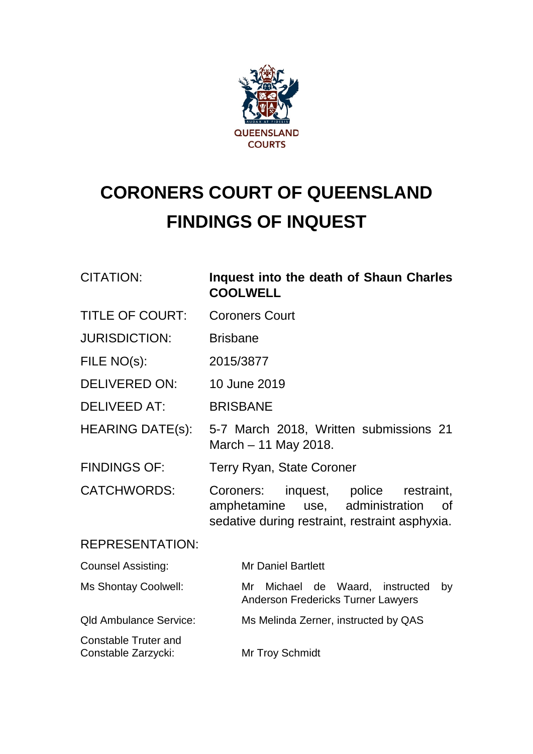QUEENSLAND COURTS

# CORONERS COURT OF QUEENSLAND
# FINDINGS OF INQUEST

| | |
|---|---|
| CITATION: | **Inquest into the death of Shaun Charles COOLWELL** |
| TITLE OF COURT: | Coroners Court |
| JURISDICTION: | Brisbane |
| FILE NO(s): | 2015/3877 |
| DELIVERED ON: | 10 June 2019 |
| DELIVEED AT: | BRISBANE |
| HEARING DATE(s): | 5-7 March 2018, Written submissions 21 March – 11 May 2018. |
| FINDINGS OF: | Terry Ryan, State Coroner |
| CATCHWORDS: | Coroners: inquest, police restraint, amphetamine use, administration of sedative during restraint, restraint asphyxia. |

REPRESENTATION:

| | |
|---|---|
| Counsel Assisting: | Mr Daniel Bartlett |
| Ms Shontay Coolwell: | Mr Michael de Waard, instructed by Anderson Fredericks Turner Lawyers |
| Qld Ambulance Service: | Ms Melinda Zerner, instructed by QAS |
| Constable Truter and Constable Zarzycki: | Mr Troy Schmidt |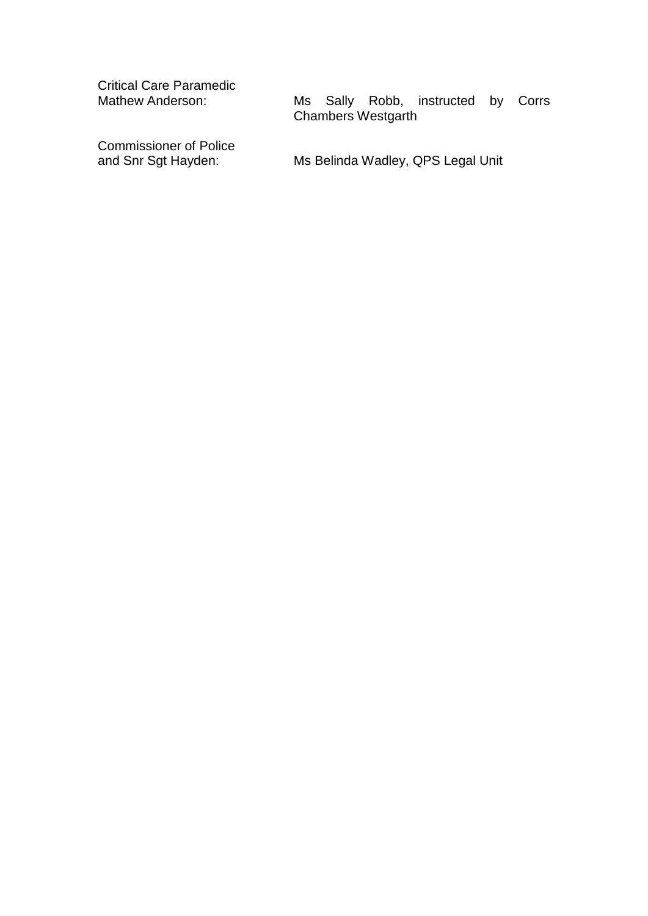| | |
|---|---|
| Critical Care Paramedic Mathew Anderson: | Ms Sally Robb, instructed by Corrs Chambers Westgarth |
| Commissioner of Police and Snr Sgt Hayden: | Ms Belinda Wadley, QPS Legal Unit |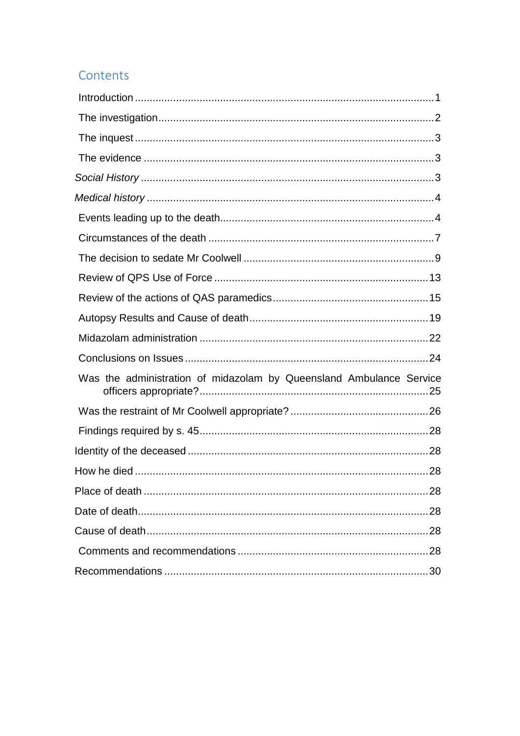## Contents

Introduction .....................................................................................................1

The investigation.............................................................................................2

The inquest .....................................................................................................3

The evidence ..................................................................................................3

*Social History* ...................................................................................................3

*Medical history* .................................................................................................4

Events leading up to the death.........................................................................4

Circumstances of the death .............................................................................7

The decision to sedate Mr Coolwell .................................................................9

Review of QPS Use of Force .........................................................................13

Review of the actions of QAS paramedics.....................................................15

Autopsy Results and Cause of death.............................................................19

Midazolam administration .............................................................................22

Conclusions on Issues ..................................................................................24

Was the administration of midazolam by Queensland Ambulance Service officers appropriate?.............................................................................25

Was the restraint of Mr Coolwell appropriate? ...............................................26

Findings required by s. 45.............................................................................28

Identity of the deceased .................................................................................28

How he died ...................................................................................................28

Place of death ................................................................................................28

Date of death..................................................................................................28

Cause of death...............................................................................................28

Comments and recommendations ................................................................28

Recommendations .........................................................................................30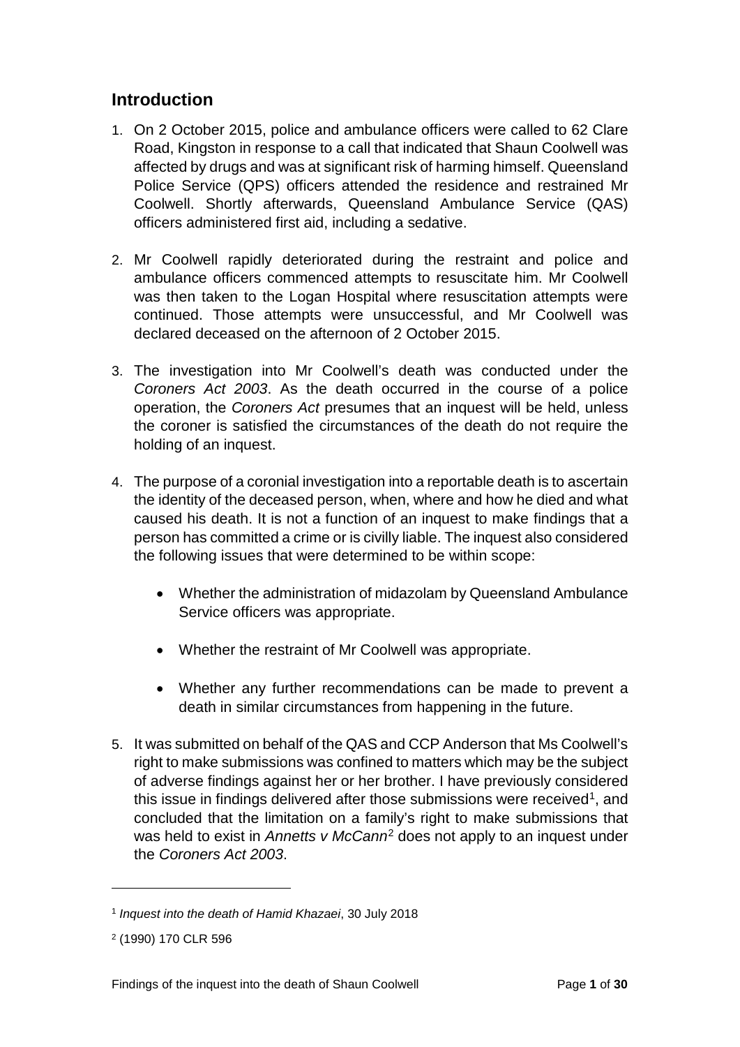## Introduction

1. On 2 October 2015, police and ambulance officers were called to 62 Clare Road, Kingston in response to a call that indicated that Shaun Coolwell was affected by drugs and was at significant risk of harming himself. Queensland Police Service (QPS) officers attended the residence and restrained Mr Coolwell. Shortly afterwards, Queensland Ambulance Service (QAS) officers administered first aid, including a sedative.

2. Mr Coolwell rapidly deteriorated during the restraint and police and ambulance officers commenced attempts to resuscitate him. Mr Coolwell was then taken to the Logan Hospital where resuscitation attempts were continued. Those attempts were unsuccessful, and Mr Coolwell was declared deceased on the afternoon of 2 October 2015.

3. The investigation into Mr Coolwell's death was conducted under the *Coroners Act 2003*. As the death occurred in the course of a police operation, the *Coroners Act* presumes that an inquest will be held, unless the coroner is satisfied the circumstances of the death do not require the holding of an inquest.

4. The purpose of a coronial investigation into a reportable death is to ascertain the identity of the deceased person, when, where and how he died and what caused his death. It is not a function of an inquest to make findings that a person has committed a crime or is civilly liable. The inquest also considered the following issues that were determined to be within scope:

   - Whether the administration of midazolam by Queensland Ambulance Service officers was appropriate.
   - Whether the restraint of Mr Coolwell was appropriate.
   - Whether any further recommendations can be made to prevent a death in similar circumstances from happening in the future.

5. It was submitted on behalf of the QAS and CCP Anderson that Ms Coolwell's right to make submissions was confined to matters which may be the subject of adverse findings against her or her brother. I have previously considered this issue in findings delivered after those submissions were received[1], and concluded that the limitation on a family's right to make submissions that was held to exist in *Annetts v McCann*[2] does not apply to an inquest under the *Coroners Act 2003*.

---

[1] *Inquest into the death of Hamid Khazaei*, 30 July 2018

[2] (1990) 170 CLR 596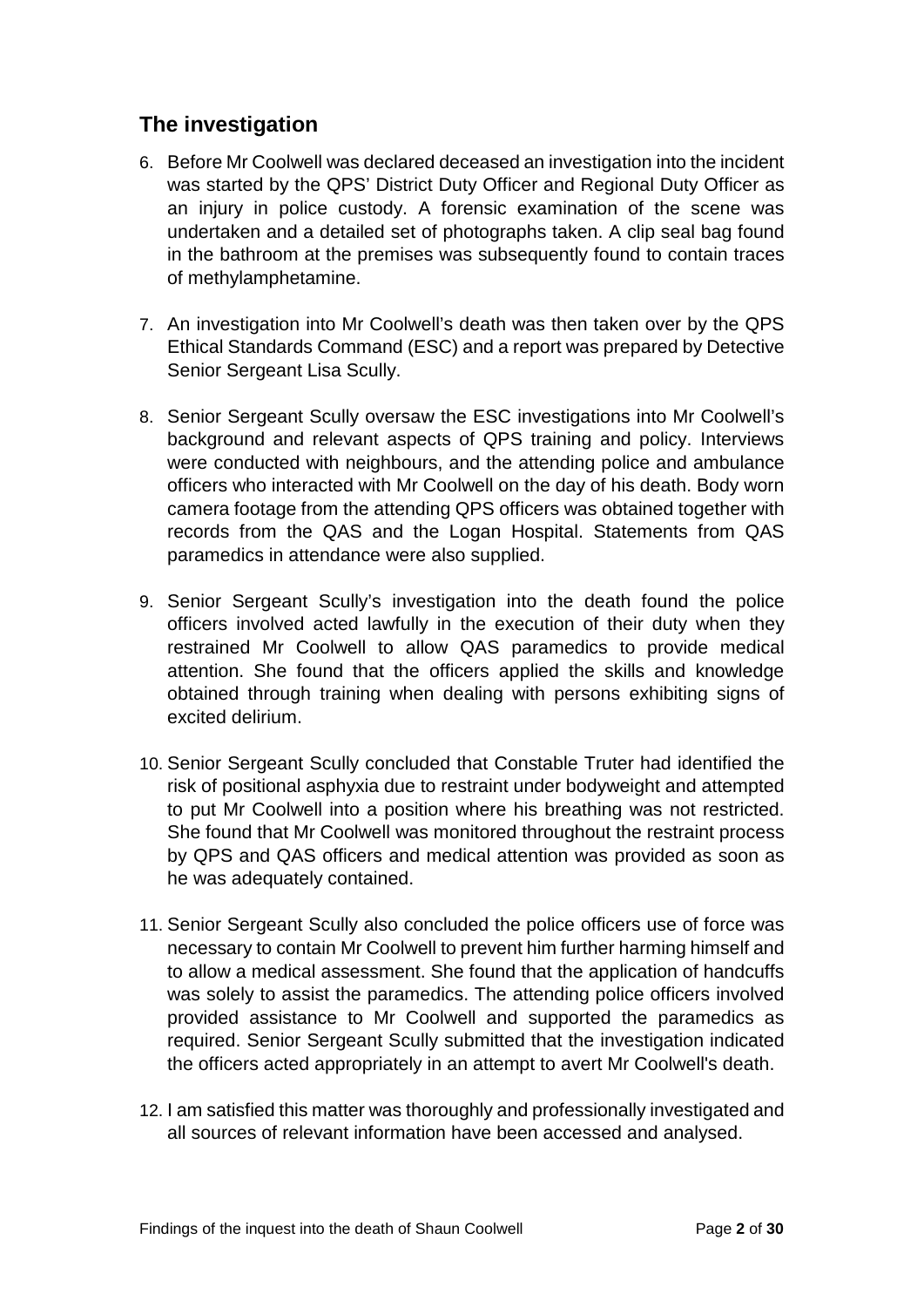## The investigation

6. Before Mr Coolwell was declared deceased an investigation into the incident was started by the QPS' District Duty Officer and Regional Duty Officer as an injury in police custody. A forensic examination of the scene was undertaken and a detailed set of photographs taken. A clip seal bag found in the bathroom at the premises was subsequently found to contain traces of methylamphetamine.

7. An investigation into Mr Coolwell's death was then taken over by the QPS Ethical Standards Command (ESC) and a report was prepared by Detective Senior Sergeant Lisa Scully.

8. Senior Sergeant Scully oversaw the ESC investigations into Mr Coolwell's background and relevant aspects of QPS training and policy. Interviews were conducted with neighbours, and the attending police and ambulance officers who interacted with Mr Coolwell on the day of his death. Body worn camera footage from the attending QPS officers was obtained together with records from the QAS and the Logan Hospital. Statements from QAS paramedics in attendance were also supplied.

9. Senior Sergeant Scully's investigation into the death found the police officers involved acted lawfully in the execution of their duty when they restrained Mr Coolwell to allow QAS paramedics to provide medical attention. She found that the officers applied the skills and knowledge obtained through training when dealing with persons exhibiting signs of excited delirium.

10. Senior Sergeant Scully concluded that Constable Truter had identified the risk of positional asphyxia due to restraint under bodyweight and attempted to put Mr Coolwell into a position where his breathing was not restricted. She found that Mr Coolwell was monitored throughout the restraint process by QPS and QAS officers and medical attention was provided as soon as he was adequately contained.

11. Senior Sergeant Scully also concluded the police officers use of force was necessary to contain Mr Coolwell to prevent him further harming himself and to allow a medical assessment. She found that the application of handcuffs was solely to assist the paramedics. The attending police officers involved provided assistance to Mr Coolwell and supported the paramedics as required. Senior Sergeant Scully submitted that the investigation indicated the officers acted appropriately in an attempt to avert Mr Coolwell's death.

12. I am satisfied this matter was thoroughly and professionally investigated and all sources of relevant information have been accessed and analysed.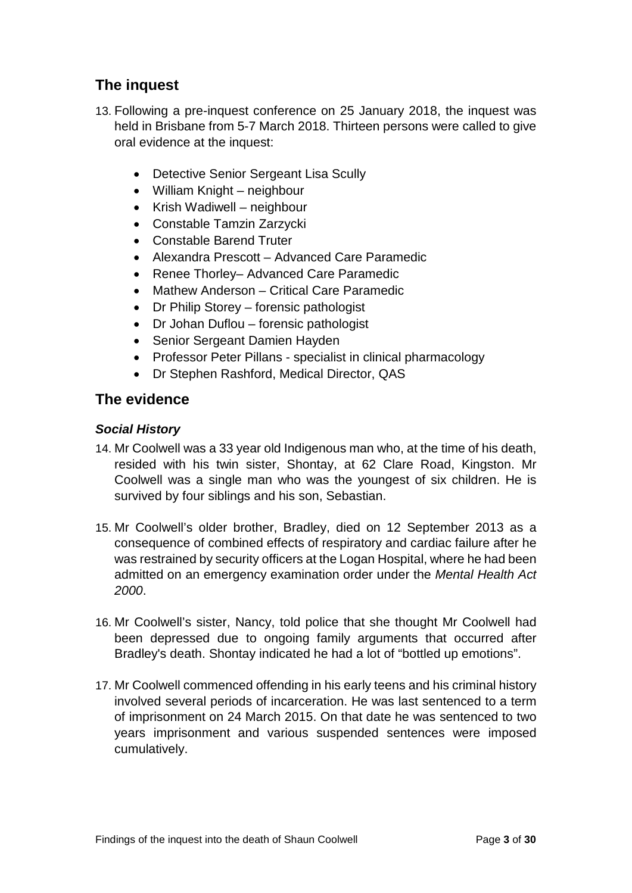## The inquest

13. Following a pre-inquest conference on 25 January 2018, the inquest was held in Brisbane from 5-7 March 2018. Thirteen persons were called to give oral evidence at the inquest:

    - Detective Senior Sergeant Lisa Scully
    - William Knight – neighbour
    - Krish Wadiwell – neighbour
    - Constable Tamzin Zarzycki
    - Constable Barend Truter
    - Alexandra Prescott – Advanced Care Paramedic
    - Renee Thorley– Advanced Care Paramedic
    - Mathew Anderson – Critical Care Paramedic
    - Dr Philip Storey – forensic pathologist
    - Dr Johan Duflou – forensic pathologist
    - Senior Sergeant Damien Hayden
    - Professor Peter Pillans - specialist in clinical pharmacology
    - Dr Stephen Rashford, Medical Director, QAS

## The evidence

### *Social History*

14. Mr Coolwell was a 33 year old Indigenous man who, at the time of his death, resided with his twin sister, Shontay, at 62 Clare Road, Kingston. Mr Coolwell was a single man who was the youngest of six children. He is survived by four siblings and his son, Sebastian.

15. Mr Coolwell's older brother, Bradley, died on 12 September 2013 as a consequence of combined effects of respiratory and cardiac failure after he was restrained by security officers at the Logan Hospital, where he had been admitted on an emergency examination order under the *Mental Health Act 2000*.

16. Mr Coolwell's sister, Nancy, told police that she thought Mr Coolwell had been depressed due to ongoing family arguments that occurred after Bradley's death. Shontay indicated he had a lot of "bottled up emotions".

17. Mr Coolwell commenced offending in his early teens and his criminal history involved several periods of incarceration. He was last sentenced to a term of imprisonment on 24 March 2015. On that date he was sentenced to two years imprisonment and various suspended sentences were imposed cumulatively.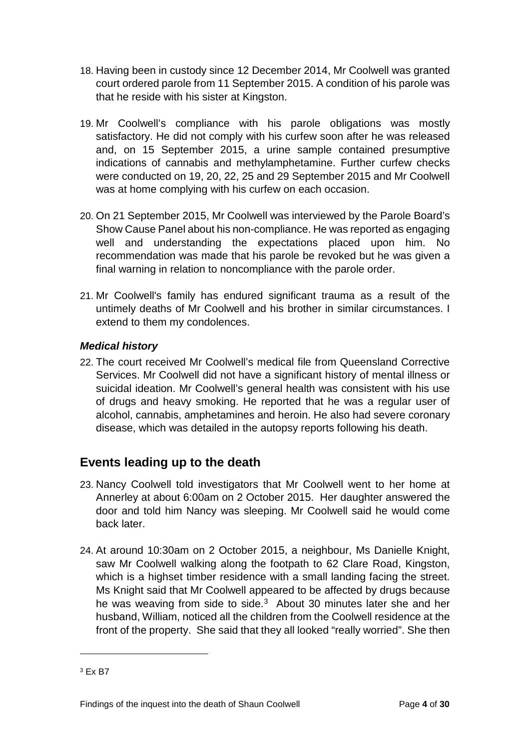18. Having been in custody since 12 December 2014, Mr Coolwell was granted court ordered parole from 11 September 2015. A condition of his parole was that he reside with his sister at Kingston.

19. Mr Coolwell's compliance with his parole obligations was mostly satisfactory. He did not comply with his curfew soon after he was released and, on 15 September 2015, a urine sample contained presumptive indications of cannabis and methylamphetamine. Further curfew checks were conducted on 19, 20, 22, 25 and 29 September 2015 and Mr Coolwell was at home complying with his curfew on each occasion.

20. On 21 September 2015, Mr Coolwell was interviewed by the Parole Board's Show Cause Panel about his non-compliance. He was reported as engaging well and understanding the expectations placed upon him. No recommendation was made that his parole be revoked but he was given a final warning in relation to noncompliance with the parole order.

21. Mr Coolwell's family has endured significant trauma as a result of the untimely deaths of Mr Coolwell and his brother in similar circumstances. I extend to them my condolences.

### *Medical history*

22. The court received Mr Coolwell's medical file from Queensland Corrective Services. Mr Coolwell did not have a significant history of mental illness or suicidal ideation. Mr Coolwell's general health was consistent with his use of drugs and heavy smoking. He reported that he was a regular user of alcohol, cannabis, amphetamines and heroin. He also had severe coronary disease, which was detailed in the autopsy reports following his death.

## Events leading up to the death

23. Nancy Coolwell told investigators that Mr Coolwell went to her home at Annerley at about 6:00am on 2 October 2015. Her daughter answered the door and told him Nancy was sleeping. Mr Coolwell said he would come back later.

24. At around 10:30am on 2 October 2015, a neighbour, Ms Danielle Knight, saw Mr Coolwell walking along the footpath to 62 Clare Road, Kingston, which is a highset timber residence with a small landing facing the street. Ms Knight said that Mr Coolwell appeared to be affected by drugs because he was weaving from side to side.[3] About 30 minutes later she and her husband, William, noticed all the children from the Coolwell residence at the front of the property. She said that they all looked "really worried". She then

[3] Ex B7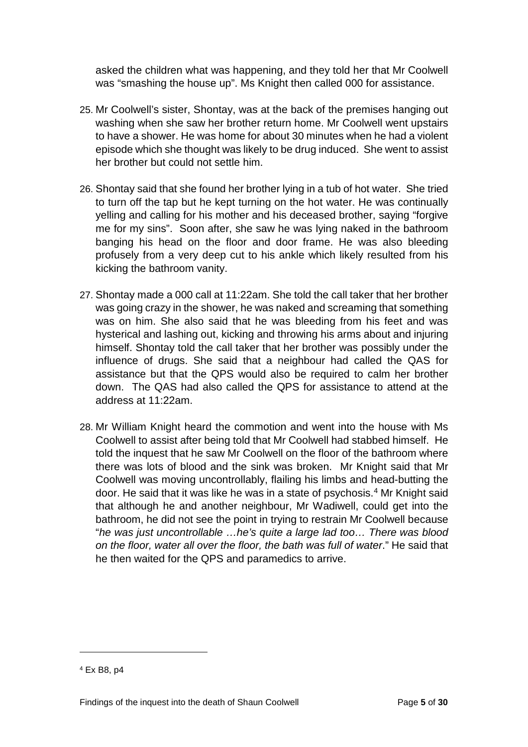asked the children what was happening, and they told her that Mr Coolwell was "smashing the house up". Ms Knight then called 000 for assistance.

25. Mr Coolwell's sister, Shontay, was at the back of the premises hanging out washing when she saw her brother return home. Mr Coolwell went upstairs to have a shower. He was home for about 30 minutes when he had a violent episode which she thought was likely to be drug induced. She went to assist her brother but could not settle him.

26. Shontay said that she found her brother lying in a tub of hot water. She tried to turn off the tap but he kept turning on the hot water. He was continually yelling and calling for his mother and his deceased brother, saying "forgive me for my sins". Soon after, she saw he was lying naked in the bathroom banging his head on the floor and door frame. He was also bleeding profusely from a very deep cut to his ankle which likely resulted from his kicking the bathroom vanity.

27. Shontay made a 000 call at 11:22am. She told the call taker that her brother was going crazy in the shower, he was naked and screaming that something was on him. She also said that he was bleeding from his feet and was hysterical and lashing out, kicking and throwing his arms about and injuring himself. Shontay told the call taker that her brother was possibly under the influence of drugs. She said that a neighbour had called the QAS for assistance but that the QPS would also be required to calm her brother down. The QAS had also called the QPS for assistance to attend at the address at 11:22am.

28. Mr William Knight heard the commotion and went into the house with Ms Coolwell to assist after being told that Mr Coolwell had stabbed himself. He told the inquest that he saw Mr Coolwell on the floor of the bathroom where there was lots of blood and the sink was broken. Mr Knight said that Mr Coolwell was moving uncontrollably, flailing his limbs and head-butting the door. He said that it was like he was in a state of psychosis.[4] Mr Knight said that although he and another neighbour, Mr Wadiwell, could get into the bathroom, he did not see the point in trying to restrain Mr Coolwell because "*he was just uncontrollable …he's quite a large lad too… There was blood on the floor, water all over the floor, the bath was full of water*." He said that he then waited for the QPS and paramedics to arrive.

[4] Ex B8, p4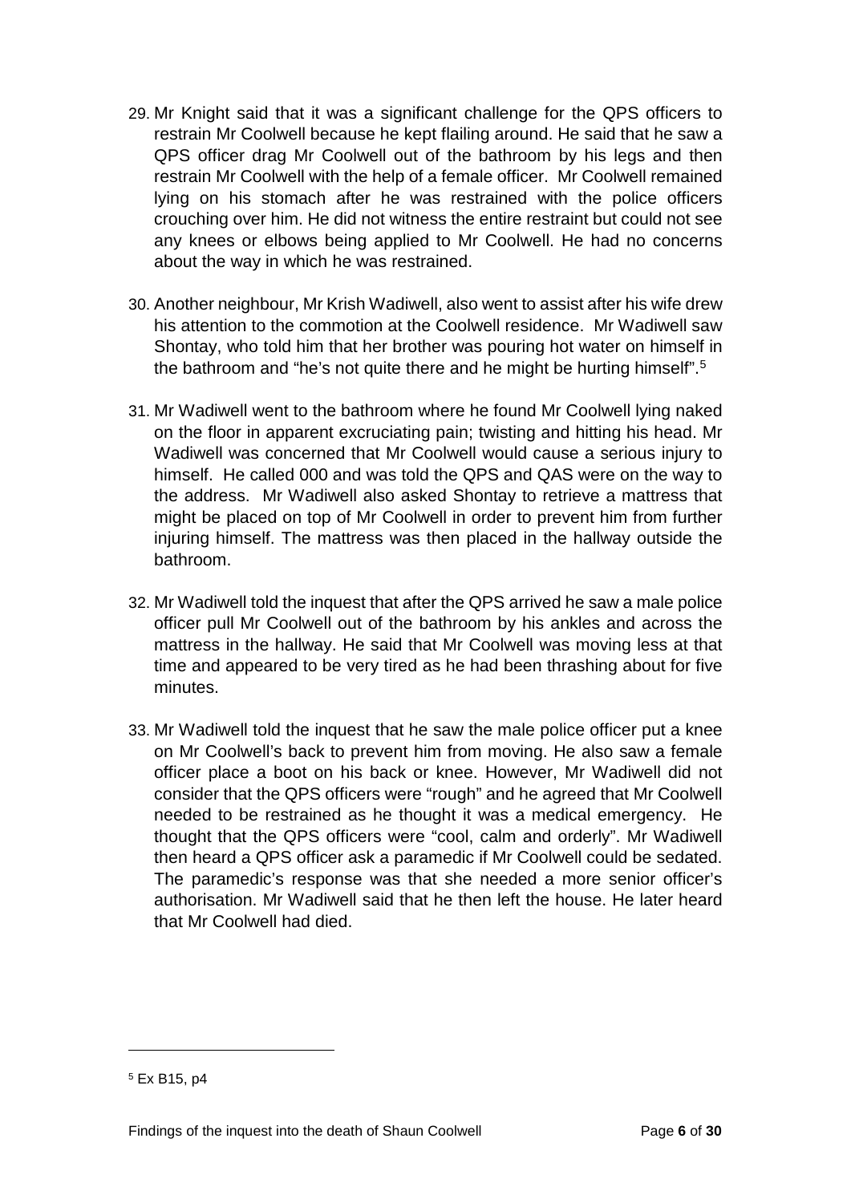29. Mr Knight said that it was a significant challenge for the QPS officers to restrain Mr Coolwell because he kept flailing around. He said that he saw a QPS officer drag Mr Coolwell out of the bathroom by his legs and then restrain Mr Coolwell with the help of a female officer. Mr Coolwell remained lying on his stomach after he was restrained with the police officers crouching over him. He did not witness the entire restraint but could not see any knees or elbows being applied to Mr Coolwell. He had no concerns about the way in which he was restrained.

30. Another neighbour, Mr Krish Wadiwell, also went to assist after his wife drew his attention to the commotion at the Coolwell residence. Mr Wadiwell saw Shontay, who told him that her brother was pouring hot water on himself in the bathroom and "he's not quite there and he might be hurting himself".[5]

31. Mr Wadiwell went to the bathroom where he found Mr Coolwell lying naked on the floor in apparent excruciating pain; twisting and hitting his head. Mr Wadiwell was concerned that Mr Coolwell would cause a serious injury to himself. He called 000 and was told the QPS and QAS were on the way to the address. Mr Wadiwell also asked Shontay to retrieve a mattress that might be placed on top of Mr Coolwell in order to prevent him from further injuring himself. The mattress was then placed in the hallway outside the bathroom.

32. Mr Wadiwell told the inquest that after the QPS arrived he saw a male police officer pull Mr Coolwell out of the bathroom by his ankles and across the mattress in the hallway. He said that Mr Coolwell was moving less at that time and appeared to be very tired as he had been thrashing about for five minutes.

33. Mr Wadiwell told the inquest that he saw the male police officer put a knee on Mr Coolwell's back to prevent him from moving. He also saw a female officer place a boot on his back or knee. However, Mr Wadiwell did not consider that the QPS officers were "rough" and he agreed that Mr Coolwell needed to be restrained as he thought it was a medical emergency. He thought that the QPS officers were "cool, calm and orderly". Mr Wadiwell then heard a QPS officer ask a paramedic if Mr Coolwell could be sedated. The paramedic's response was that she needed a more senior officer's authorisation. Mr Wadiwell said that he then left the house. He later heard that Mr Coolwell had died.

[5] Ex B15, p4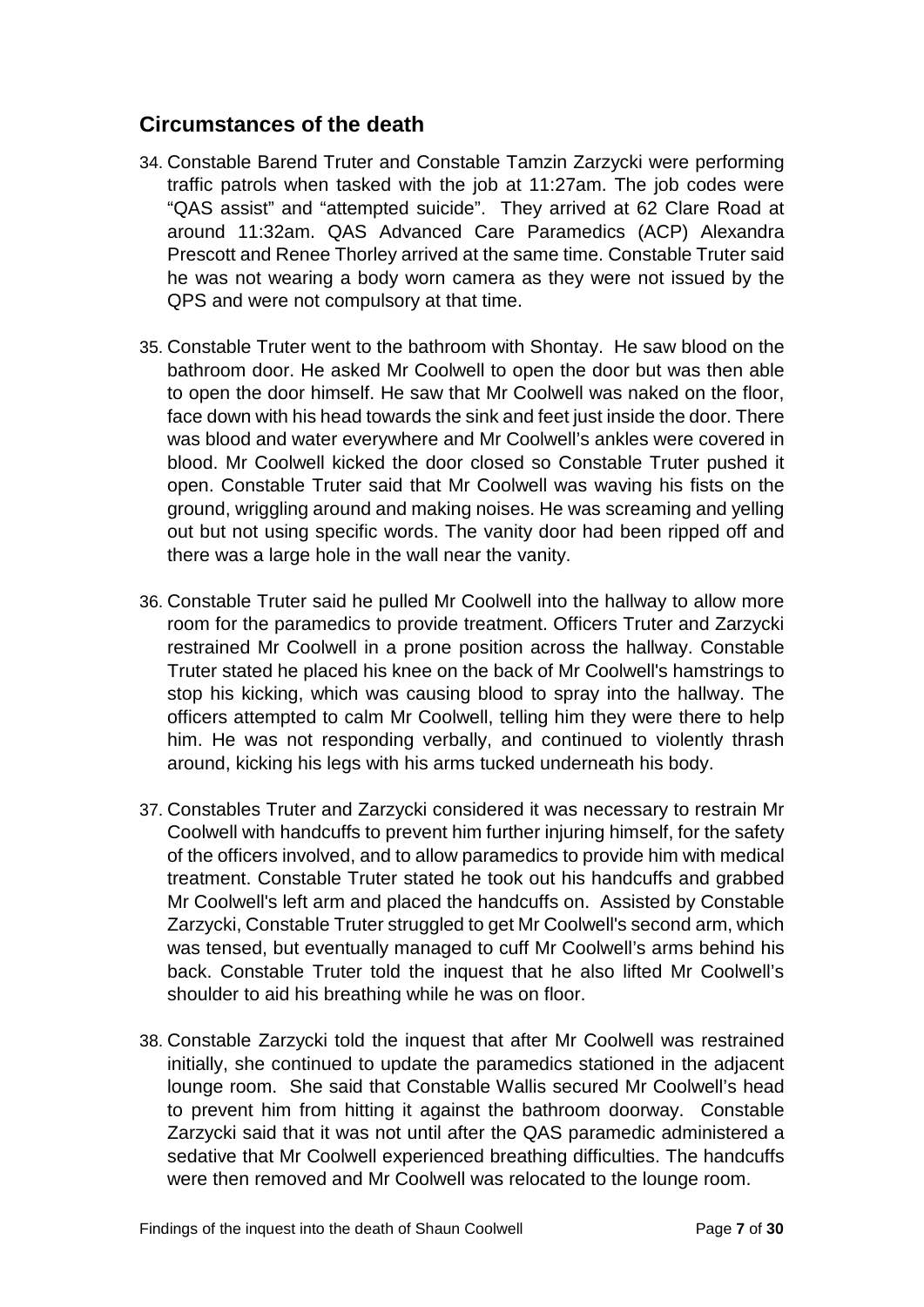## Circumstances of the death

34. Constable Barend Truter and Constable Tamzin Zarzycki were performing traffic patrols when tasked with the job at 11:27am. The job codes were "QAS assist" and "attempted suicide". They arrived at 62 Clare Road at around 11:32am. QAS Advanced Care Paramedics (ACP) Alexandra Prescott and Renee Thorley arrived at the same time. Constable Truter said he was not wearing a body worn camera as they were not issued by the QPS and were not compulsory at that time.

35. Constable Truter went to the bathroom with Shontay. He saw blood on the bathroom door. He asked Mr Coolwell to open the door but was then able to open the door himself. He saw that Mr Coolwell was naked on the floor, face down with his head towards the sink and feet just inside the door. There was blood and water everywhere and Mr Coolwell's ankles were covered in blood. Mr Coolwell kicked the door closed so Constable Truter pushed it open. Constable Truter said that Mr Coolwell was waving his fists on the ground, wriggling around and making noises. He was screaming and yelling out but not using specific words. The vanity door had been ripped off and there was a large hole in the wall near the vanity.

36. Constable Truter said he pulled Mr Coolwell into the hallway to allow more room for the paramedics to provide treatment. Officers Truter and Zarzycki restrained Mr Coolwell in a prone position across the hallway. Constable Truter stated he placed his knee on the back of Mr Coolwell's hamstrings to stop his kicking, which was causing blood to spray into the hallway. The officers attempted to calm Mr Coolwell, telling him they were there to help him. He was not responding verbally, and continued to violently thrash around, kicking his legs with his arms tucked underneath his body.

37. Constables Truter and Zarzycki considered it was necessary to restrain Mr Coolwell with handcuffs to prevent him further injuring himself, for the safety of the officers involved, and to allow paramedics to provide him with medical treatment. Constable Truter stated he took out his handcuffs and grabbed Mr Coolwell's left arm and placed the handcuffs on. Assisted by Constable Zarzycki, Constable Truter struggled to get Mr Coolwell's second arm, which was tensed, but eventually managed to cuff Mr Coolwell's arms behind his back. Constable Truter told the inquest that he also lifted Mr Coolwell's shoulder to aid his breathing while he was on floor.

38. Constable Zarzycki told the inquest that after Mr Coolwell was restrained initially, she continued to update the paramedics stationed in the adjacent lounge room. She said that Constable Wallis secured Mr Coolwell's head to prevent him from hitting it against the bathroom doorway. Constable Zarzycki said that it was not until after the QAS paramedic administered a sedative that Mr Coolwell experienced breathing difficulties. The handcuffs were then removed and Mr Coolwell was relocated to the lounge room.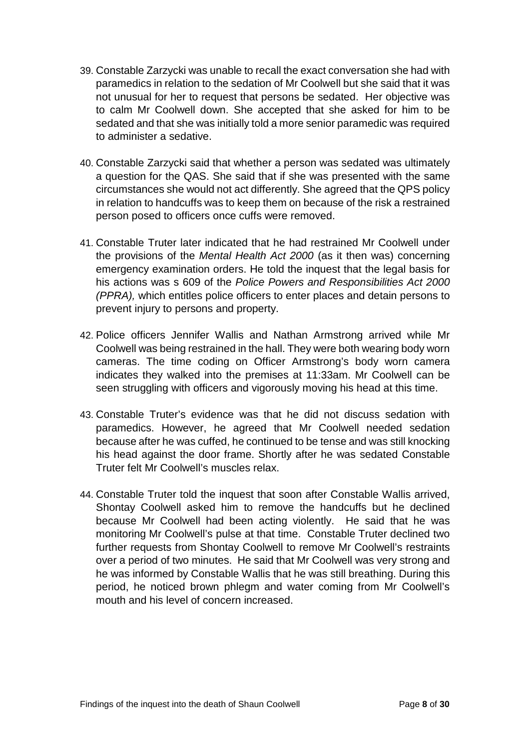39. Constable Zarzycki was unable to recall the exact conversation she had with paramedics in relation to the sedation of Mr Coolwell but she said that it was not unusual for her to request that persons be sedated. Her objective was to calm Mr Coolwell down. She accepted that she asked for him to be sedated and that she was initially told a more senior paramedic was required to administer a sedative.

40. Constable Zarzycki said that whether a person was sedated was ultimately a question for the QAS. She said that if she was presented with the same circumstances she would not act differently. She agreed that the QPS policy in relation to handcuffs was to keep them on because of the risk a restrained person posed to officers once cuffs were removed.

41. Constable Truter later indicated that he had restrained Mr Coolwell under the provisions of the *Mental Health Act 2000* (as it then was) concerning emergency examination orders. He told the inquest that the legal basis for his actions was s 609 of the *Police Powers and Responsibilities Act 2000 (PPRA),* which entitles police officers to enter places and detain persons to prevent injury to persons and property.

42. Police officers Jennifer Wallis and Nathan Armstrong arrived while Mr Coolwell was being restrained in the hall. They were both wearing body worn cameras. The time coding on Officer Armstrong's body worn camera indicates they walked into the premises at 11:33am. Mr Coolwell can be seen struggling with officers and vigorously moving his head at this time.

43. Constable Truter's evidence was that he did not discuss sedation with paramedics. However, he agreed that Mr Coolwell needed sedation because after he was cuffed, he continued to be tense and was still knocking his head against the door frame. Shortly after he was sedated Constable Truter felt Mr Coolwell's muscles relax.

44. Constable Truter told the inquest that soon after Constable Wallis arrived, Shontay Coolwell asked him to remove the handcuffs but he declined because Mr Coolwell had been acting violently. He said that he was monitoring Mr Coolwell's pulse at that time. Constable Truter declined two further requests from Shontay Coolwell to remove Mr Coolwell's restraints over a period of two minutes. He said that Mr Coolwell was very strong and he was informed by Constable Wallis that he was still breathing. During this period, he noticed brown phlegm and water coming from Mr Coolwell's mouth and his level of concern increased.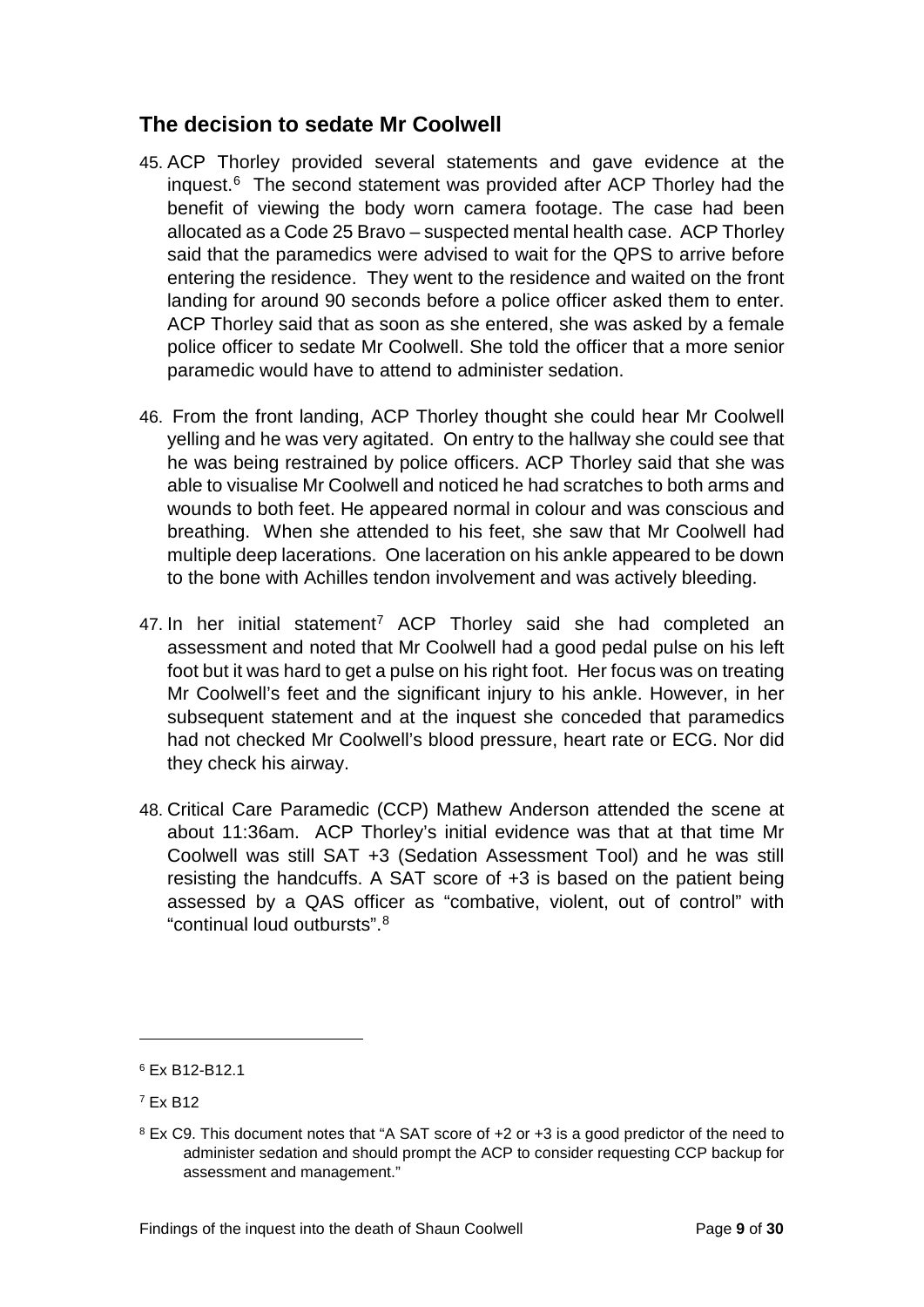## The decision to sedate Mr Coolwell

45. ACP Thorley provided several statements and gave evidence at the inquest.[6] The second statement was provided after ACP Thorley had the benefit of viewing the body worn camera footage. The case had been allocated as a Code 25 Bravo – suspected mental health case. ACP Thorley said that the paramedics were advised to wait for the QPS to arrive before entering the residence. They went to the residence and waited on the front landing for around 90 seconds before a police officer asked them to enter. ACP Thorley said that as soon as she entered, she was asked by a female police officer to sedate Mr Coolwell. She told the officer that a more senior paramedic would have to attend to administer sedation.

46. From the front landing, ACP Thorley thought she could hear Mr Coolwell yelling and he was very agitated. On entry to the hallway she could see that he was being restrained by police officers. ACP Thorley said that she was able to visualise Mr Coolwell and noticed he had scratches to both arms and wounds to both feet. He appeared normal in colour and was conscious and breathing. When she attended to his feet, she saw that Mr Coolwell had multiple deep lacerations. One laceration on his ankle appeared to be down to the bone with Achilles tendon involvement and was actively bleeding.

47. In her initial statement[7] ACP Thorley said she had completed an assessment and noted that Mr Coolwell had a good pedal pulse on his left foot but it was hard to get a pulse on his right foot. Her focus was on treating Mr Coolwell's feet and the significant injury to his ankle. However, in her subsequent statement and at the inquest she conceded that paramedics had not checked Mr Coolwell's blood pressure, heart rate or ECG. Nor did they check his airway.

48. Critical Care Paramedic (CCP) Mathew Anderson attended the scene at about 11:36am. ACP Thorley's initial evidence was that at that time Mr Coolwell was still SAT +3 (Sedation Assessment Tool) and he was still resisting the handcuffs. A SAT score of +3 is based on the patient being assessed by a QAS officer as "combative, violent, out of control" with "continual loud outbursts".[8]

---

[6] Ex B12-B12.1

[7] Ex B12

[8] Ex C9. This document notes that "A SAT score of +2 or +3 is a good predictor of the need to administer sedation and should prompt the ACP to consider requesting CCP backup for assessment and management."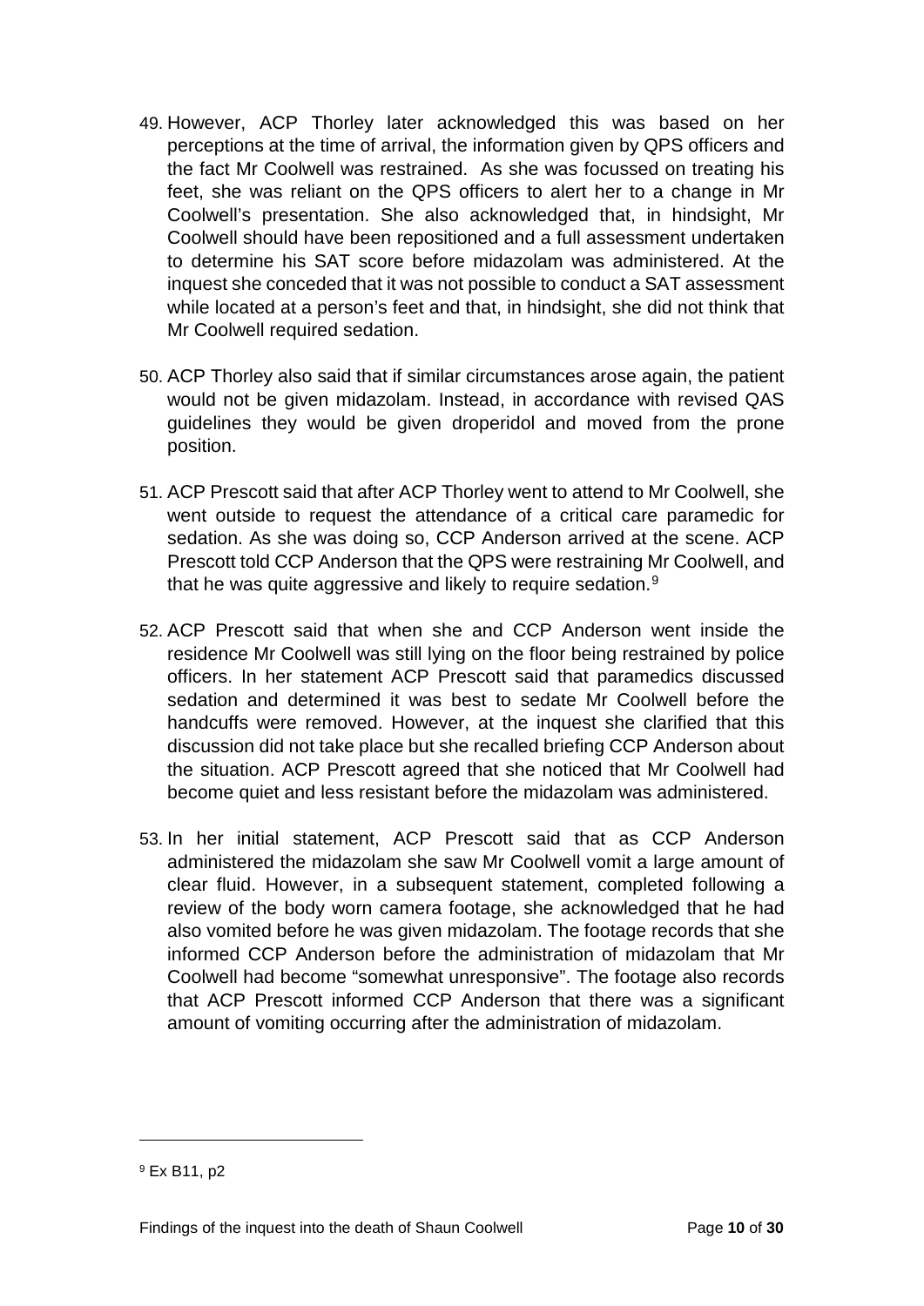49. However, ACP Thorley later acknowledged this was based on her perceptions at the time of arrival, the information given by QPS officers and the fact Mr Coolwell was restrained. As she was focussed on treating his feet, she was reliant on the QPS officers to alert her to a change in Mr Coolwell's presentation. She also acknowledged that, in hindsight, Mr Coolwell should have been repositioned and a full assessment undertaken to determine his SAT score before midazolam was administered. At the inquest she conceded that it was not possible to conduct a SAT assessment while located at a person's feet and that, in hindsight, she did not think that Mr Coolwell required sedation.

50. ACP Thorley also said that if similar circumstances arose again, the patient would not be given midazolam. Instead, in accordance with revised QAS guidelines they would be given droperidol and moved from the prone position.

51. ACP Prescott said that after ACP Thorley went to attend to Mr Coolwell, she went outside to request the attendance of a critical care paramedic for sedation. As she was doing so, CCP Anderson arrived at the scene. ACP Prescott told CCP Anderson that the QPS were restraining Mr Coolwell, and that he was quite aggressive and likely to require sedation.[9]

52. ACP Prescott said that when she and CCP Anderson went inside the residence Mr Coolwell was still lying on the floor being restrained by police officers. In her statement ACP Prescott said that paramedics discussed sedation and determined it was best to sedate Mr Coolwell before the handcuffs were removed. However, at the inquest she clarified that this discussion did not take place but she recalled briefing CCP Anderson about the situation. ACP Prescott agreed that she noticed that Mr Coolwell had become quiet and less resistant before the midazolam was administered.

53. In her initial statement, ACP Prescott said that as CCP Anderson administered the midazolam she saw Mr Coolwell vomit a large amount of clear fluid. However, in a subsequent statement, completed following a review of the body worn camera footage, she acknowledged that he had also vomited before he was given midazolam. The footage records that she informed CCP Anderson before the administration of midazolam that Mr Coolwell had become "somewhat unresponsive". The footage also records that ACP Prescott informed CCP Anderson that there was a significant amount of vomiting occurring after the administration of midazolam.

---

[9] Ex B11, p2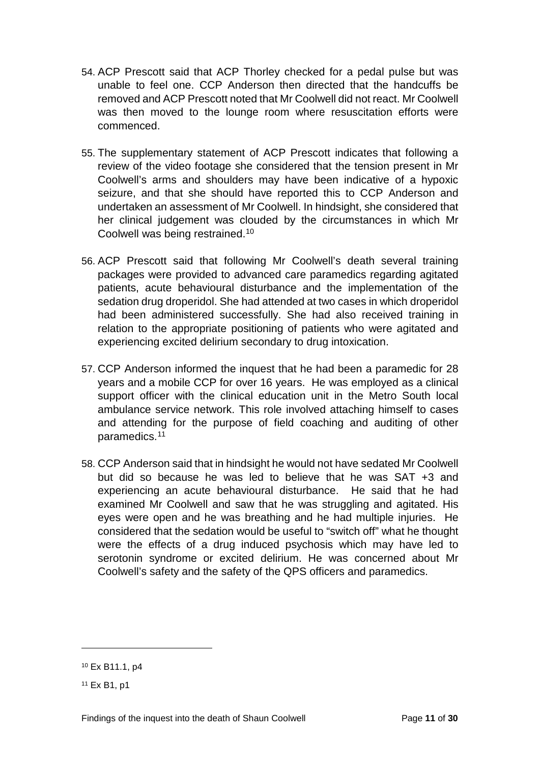54. ACP Prescott said that ACP Thorley checked for a pedal pulse but was unable to feel one. CCP Anderson then directed that the handcuffs be removed and ACP Prescott noted that Mr Coolwell did not react. Mr Coolwell was then moved to the lounge room where resuscitation efforts were commenced.

55. The supplementary statement of ACP Prescott indicates that following a review of the video footage she considered that the tension present in Mr Coolwell's arms and shoulders may have been indicative of a hypoxic seizure, and that she should have reported this to CCP Anderson and undertaken an assessment of Mr Coolwell. In hindsight, she considered that her clinical judgement was clouded by the circumstances in which Mr Coolwell was being restrained.[10]

56. ACP Prescott said that following Mr Coolwell's death several training packages were provided to advanced care paramedics regarding agitated patients, acute behavioural disturbance and the implementation of the sedation drug droperidol. She had attended at two cases in which droperidol had been administered successfully. She had also received training in relation to the appropriate positioning of patients who were agitated and experiencing excited delirium secondary to drug intoxication.

57. CCP Anderson informed the inquest that he had been a paramedic for 28 years and a mobile CCP for over 16 years. He was employed as a clinical support officer with the clinical education unit in the Metro South local ambulance service network. This role involved attaching himself to cases and attending for the purpose of field coaching and auditing of other paramedics.[11]

58. CCP Anderson said that in hindsight he would not have sedated Mr Coolwell but did so because he was led to believe that he was SAT +3 and experiencing an acute behavioural disturbance. He said that he had examined Mr Coolwell and saw that he was struggling and agitated. His eyes were open and he was breathing and he had multiple injuries. He considered that the sedation would be useful to "switch off" what he thought were the effects of a drug induced psychosis which may have led to serotonin syndrome or excited delirium. He was concerned about Mr Coolwell's safety and the safety of the QPS officers and paramedics.

---

[10] Ex B11.1, p4

[11] Ex B1, p1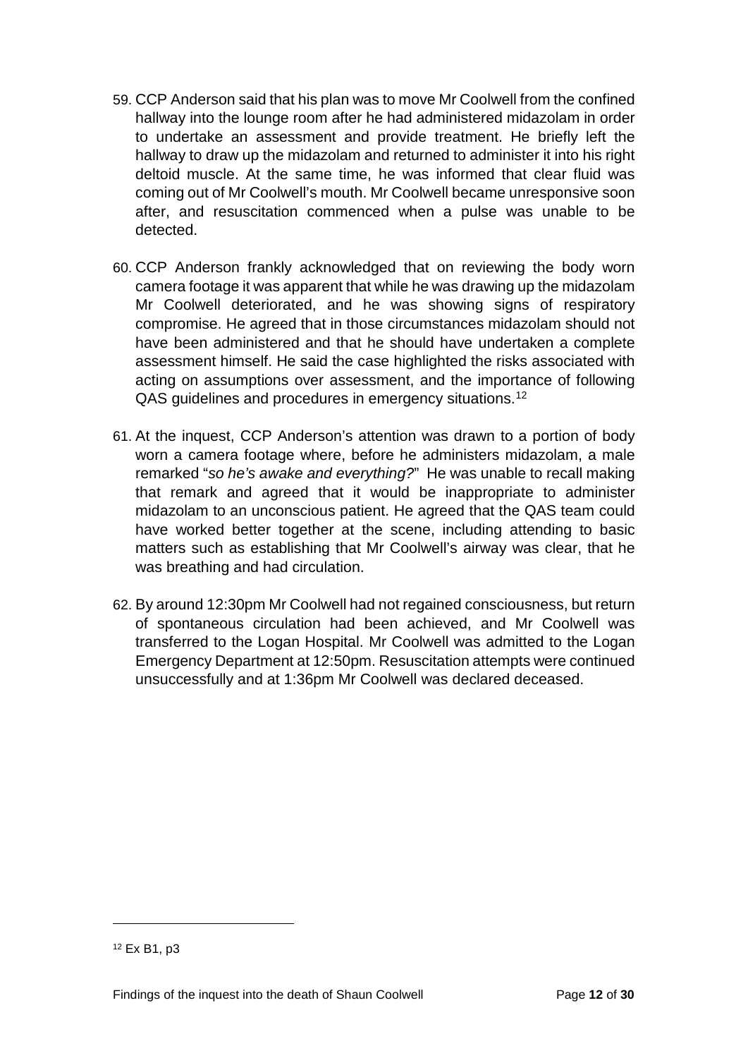59. CCP Anderson said that his plan was to move Mr Coolwell from the confined hallway into the lounge room after he had administered midazolam in order to undertake an assessment and provide treatment. He briefly left the hallway to draw up the midazolam and returned to administer it into his right deltoid muscle. At the same time, he was informed that clear fluid was coming out of Mr Coolwell's mouth. Mr Coolwell became unresponsive soon after, and resuscitation commenced when a pulse was unable to be detected.

60. CCP Anderson frankly acknowledged that on reviewing the body worn camera footage it was apparent that while he was drawing up the midazolam Mr Coolwell deteriorated, and he was showing signs of respiratory compromise. He agreed that in those circumstances midazolam should not have been administered and that he should have undertaken a complete assessment himself. He said the case highlighted the risks associated with acting on assumptions over assessment, and the importance of following QAS guidelines and procedures in emergency situations.[12]

61. At the inquest, CCP Anderson's attention was drawn to a portion of body worn a camera footage where, before he administers midazolam, a male remarked "*so he's awake and everything?*" He was unable to recall making that remark and agreed that it would be inappropriate to administer midazolam to an unconscious patient. He agreed that the QAS team could have worked better together at the scene, including attending to basic matters such as establishing that Mr Coolwell's airway was clear, that he was breathing and had circulation.

62. By around 12:30pm Mr Coolwell had not regained consciousness, but return of spontaneous circulation had been achieved, and Mr Coolwell was transferred to the Logan Hospital. Mr Coolwell was admitted to the Logan Emergency Department at 12:50pm. Resuscitation attempts were continued unsuccessfully and at 1:36pm Mr Coolwell was declared deceased.

---

[12] Ex B1, p3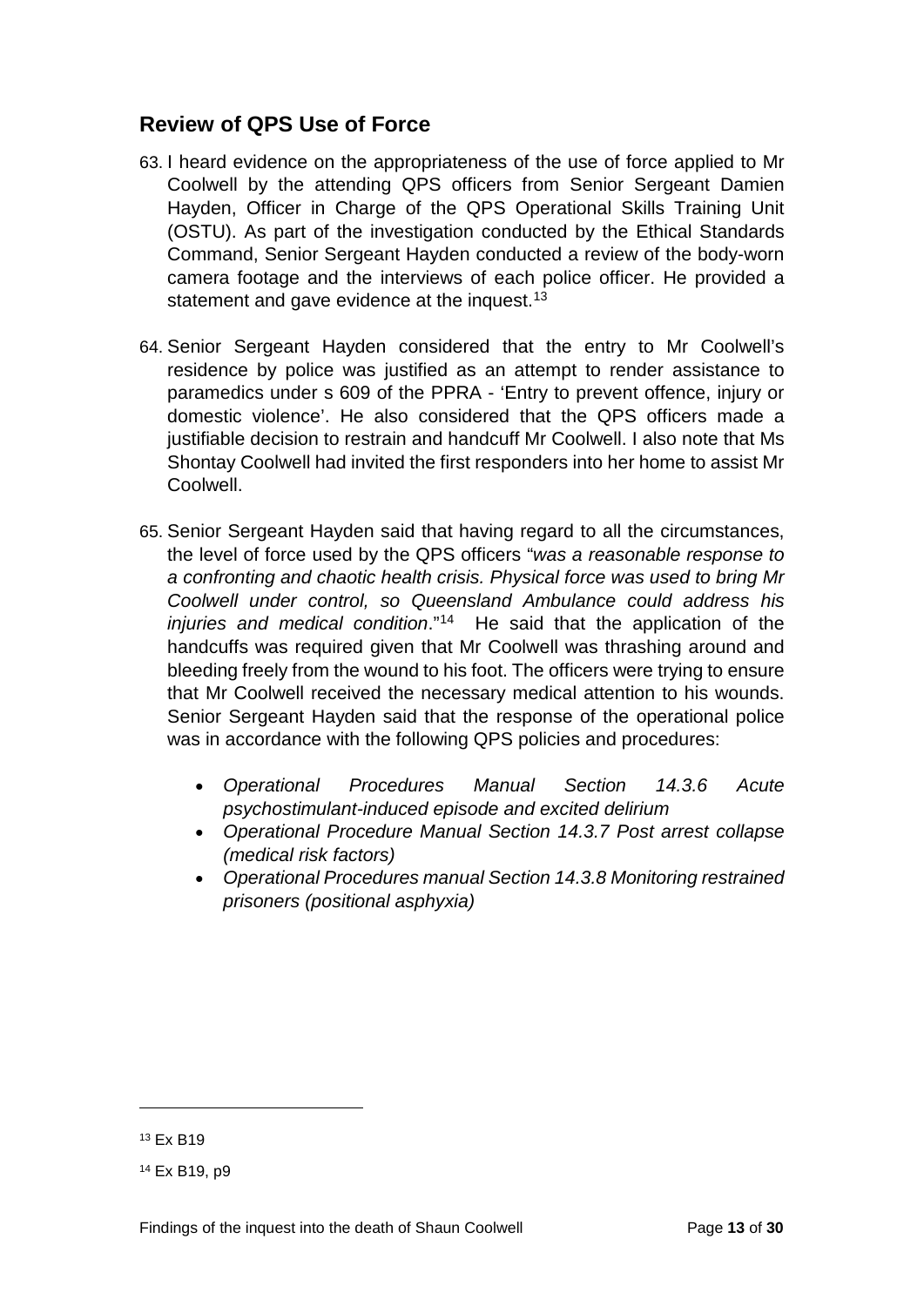## Review of QPS Use of Force

63. I heard evidence on the appropriateness of the use of force applied to Mr Coolwell by the attending QPS officers from Senior Sergeant Damien Hayden, Officer in Charge of the QPS Operational Skills Training Unit (OSTU). As part of the investigation conducted by the Ethical Standards Command, Senior Sergeant Hayden conducted a review of the body-worn camera footage and the interviews of each police officer. He provided a statement and gave evidence at the inquest.[13]

64. Senior Sergeant Hayden considered that the entry to Mr Coolwell's residence by police was justified as an attempt to render assistance to paramedics under s 609 of the PPRA - 'Entry to prevent offence, injury or domestic violence'. He also considered that the QPS officers made a justifiable decision to restrain and handcuff Mr Coolwell. I also note that Ms Shontay Coolwell had invited the first responders into her home to assist Mr Coolwell.

65. Senior Sergeant Hayden said that having regard to all the circumstances, the level of force used by the QPS officers "*was a reasonable response to a confronting and chaotic health crisis. Physical force was used to bring Mr Coolwell under control, so Queensland Ambulance could address his injuries and medical condition*."[14] He said that the application of the handcuffs was required given that Mr Coolwell was thrashing around and bleeding freely from the wound to his foot. The officers were trying to ensure that Mr Coolwell received the necessary medical attention to his wounds. Senior Sergeant Hayden said that the response of the operational police was in accordance with the following QPS policies and procedures:

    - *Operational Procedures Manual Section 14.3.6 Acute psychostimulant-induced episode and excited delirium*
    - *Operational Procedure Manual Section 14.3.7 Post arrest collapse (medical risk factors)*
    - *Operational Procedures manual Section 14.3.8 Monitoring restrained prisoners (positional asphyxia)*

---

[13] Ex B19

[14] Ex B19, p9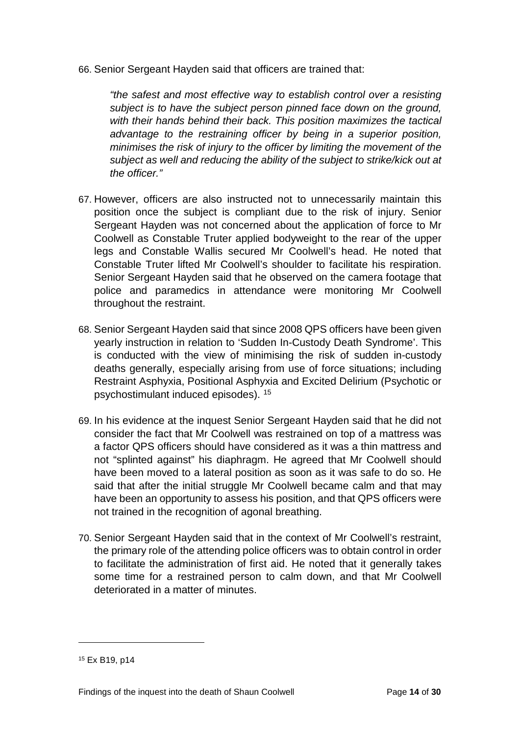66. Senior Sergeant Hayden said that officers are trained that:

    *"the safest and most effective way to establish control over a resisting subject is to have the subject person pinned face down on the ground, with their hands behind their back. This position maximizes the tactical advantage to the restraining officer by being in a superior position, minimises the risk of injury to the officer by limiting the movement of the subject as well and reducing the ability of the subject to strike/kick out at the officer."*

67. However, officers are also instructed not to unnecessarily maintain this position once the subject is compliant due to the risk of injury. Senior Sergeant Hayden was not concerned about the application of force to Mr Coolwell as Constable Truter applied bodyweight to the rear of the upper legs and Constable Wallis secured Mr Coolwell's head. He noted that Constable Truter lifted Mr Coolwell's shoulder to facilitate his respiration. Senior Sergeant Hayden said that he observed on the camera footage that police and paramedics in attendance were monitoring Mr Coolwell throughout the restraint.

68. Senior Sergeant Hayden said that since 2008 QPS officers have been given yearly instruction in relation to 'Sudden In-Custody Death Syndrome'. This is conducted with the view of minimising the risk of sudden in-custody deaths generally, especially arising from use of force situations; including Restraint Asphyxia, Positional Asphyxia and Excited Delirium (Psychotic or psychostimulant induced episodes). [15]

69. In his evidence at the inquest Senior Sergeant Hayden said that he did not consider the fact that Mr Coolwell was restrained on top of a mattress was a factor QPS officers should have considered as it was a thin mattress and not "splinted against" his diaphragm. He agreed that Mr Coolwell should have been moved to a lateral position as soon as it was safe to do so. He said that after the initial struggle Mr Coolwell became calm and that may have been an opportunity to assess his position, and that QPS officers were not trained in the recognition of agonal breathing.

70. Senior Sergeant Hayden said that in the context of Mr Coolwell's restraint, the primary role of the attending police officers was to obtain control in order to facilitate the administration of first aid. He noted that it generally takes some time for a restrained person to calm down, and that Mr Coolwell deteriorated in a matter of minutes.

---

[15] Ex B19, p14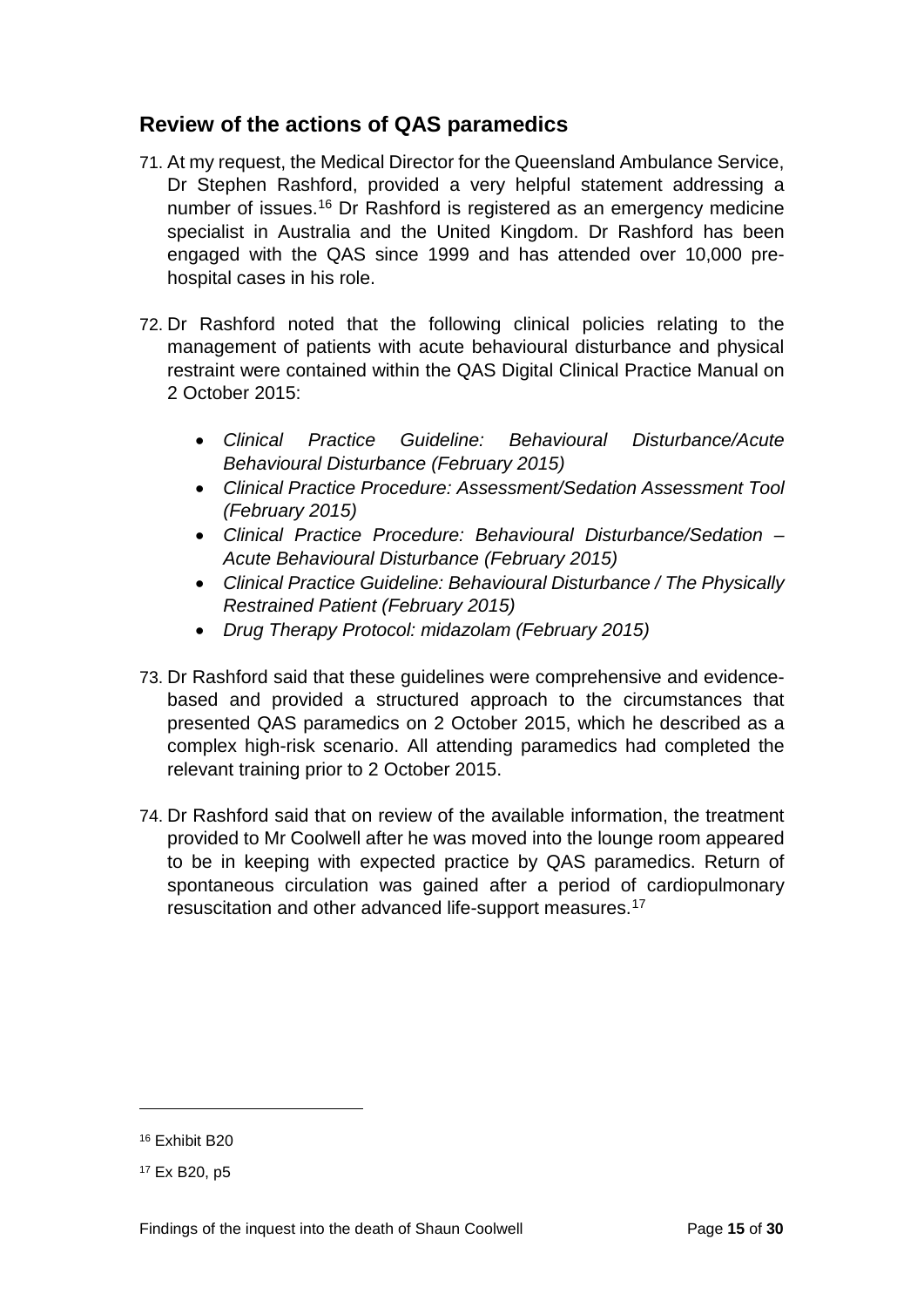## Review of the actions of QAS paramedics

71. At my request, the Medical Director for the Queensland Ambulance Service, Dr Stephen Rashford, provided a very helpful statement addressing a number of issues.[16] Dr Rashford is registered as an emergency medicine specialist in Australia and the United Kingdom. Dr Rashford has been engaged with the QAS since 1999 and has attended over 10,000 pre-hospital cases in his role.

72. Dr Rashford noted that the following clinical policies relating to the management of patients with acute behavioural disturbance and physical restraint were contained within the QAS Digital Clinical Practice Manual on 2 October 2015:

    - *Clinical Practice Guideline: Behavioural Disturbance/Acute Behavioural Disturbance (February 2015)*
    - *Clinical Practice Procedure: Assessment/Sedation Assessment Tool (February 2015)*
    - *Clinical Practice Procedure: Behavioural Disturbance/Sedation – Acute Behavioural Disturbance (February 2015)*
    - *Clinical Practice Guideline: Behavioural Disturbance / The Physically Restrained Patient (February 2015)*
    - *Drug Therapy Protocol: midazolam (February 2015)*

73. Dr Rashford said that these guidelines were comprehensive and evidence-based and provided a structured approach to the circumstances that presented QAS paramedics on 2 October 2015, which he described as a complex high-risk scenario. All attending paramedics had completed the relevant training prior to 2 October 2015.

74. Dr Rashford said that on review of the available information, the treatment provided to Mr Coolwell after he was moved into the lounge room appeared to be in keeping with expected practice by QAS paramedics. Return of spontaneous circulation was gained after a period of cardiopulmonary resuscitation and other advanced life-support measures.[17]

---

[16] Exhibit B20

[17] Ex B20, p5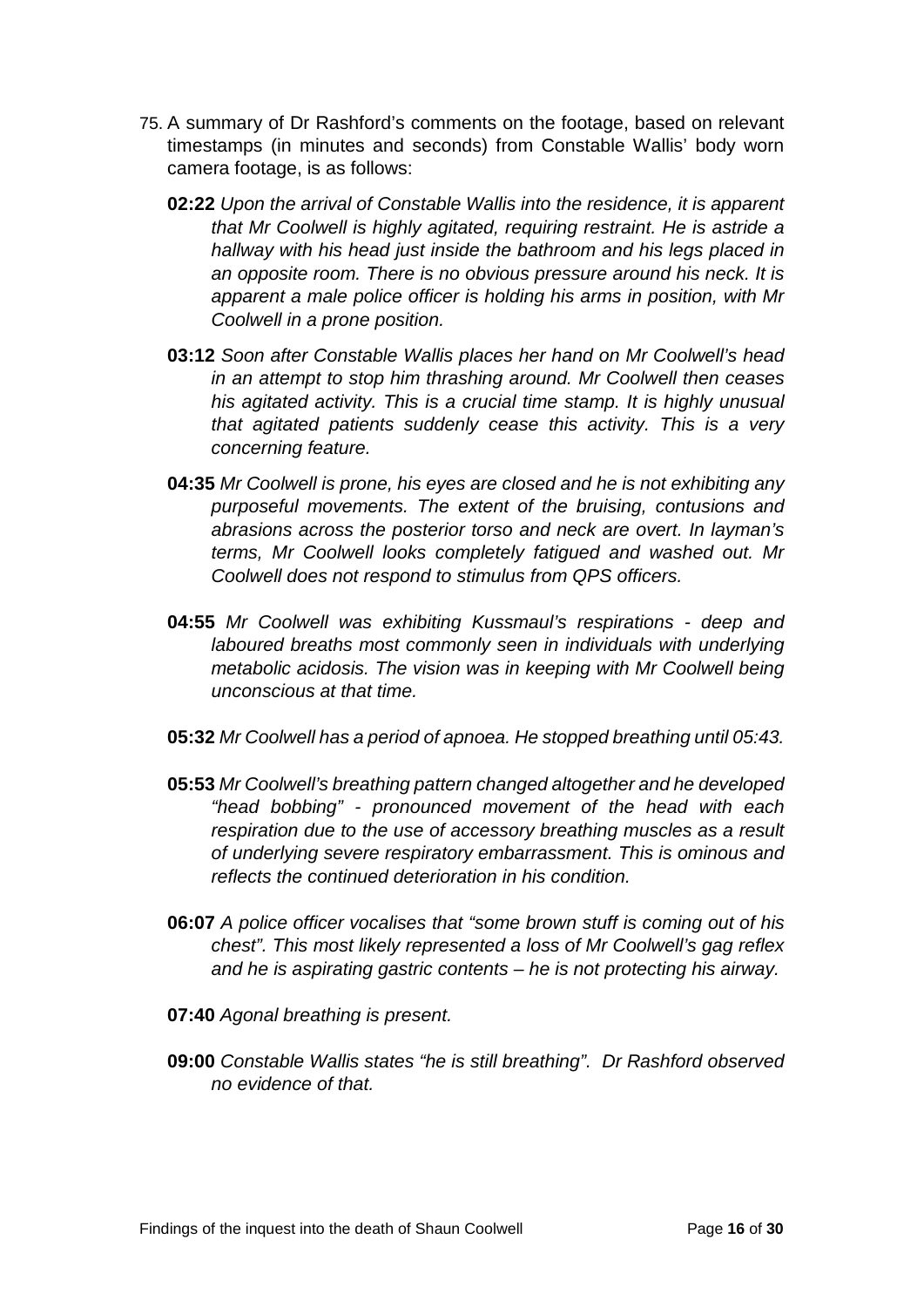75. A summary of Dr Rashford's comments on the footage, based on relevant timestamps (in minutes and seconds) from Constable Wallis' body worn camera footage, is as follows:

    **02:22** *Upon the arrival of Constable Wallis into the residence, it is apparent that Mr Coolwell is highly agitated, requiring restraint. He is astride a hallway with his head just inside the bathroom and his legs placed in an opposite room. There is no obvious pressure around his neck. It is apparent a male police officer is holding his arms in position, with Mr Coolwell in a prone position.*

    **03:12** *Soon after Constable Wallis places her hand on Mr Coolwell's head in an attempt to stop him thrashing around. Mr Coolwell then ceases his agitated activity. This is a crucial time stamp. It is highly unusual that agitated patients suddenly cease this activity. This is a very concerning feature.*

    **04:35** *Mr Coolwell is prone, his eyes are closed and he is not exhibiting any purposeful movements. The extent of the bruising, contusions and abrasions across the posterior torso and neck are overt. In layman's terms, Mr Coolwell looks completely fatigued and washed out. Mr Coolwell does not respond to stimulus from QPS officers.*

    **04:55** *Mr Coolwell was exhibiting Kussmaul's respirations - deep and laboured breaths most commonly seen in individuals with underlying metabolic acidosis. The vision was in keeping with Mr Coolwell being unconscious at that time.*

    **05:32** *Mr Coolwell has a period of apnoea. He stopped breathing until 05:43.*

    **05:53** *Mr Coolwell's breathing pattern changed altogether and he developed "head bobbing" - pronounced movement of the head with each respiration due to the use of accessory breathing muscles as a result of underlying severe respiratory embarrassment. This is ominous and reflects the continued deterioration in his condition.*

    **06:07** *A police officer vocalises that "some brown stuff is coming out of his chest". This most likely represented a loss of Mr Coolwell's gag reflex and he is aspirating gastric contents – he is not protecting his airway.*

    **07:40** *Agonal breathing is present.*

    **09:00** *Constable Wallis states "he is still breathing". Dr Rashford observed no evidence of that.*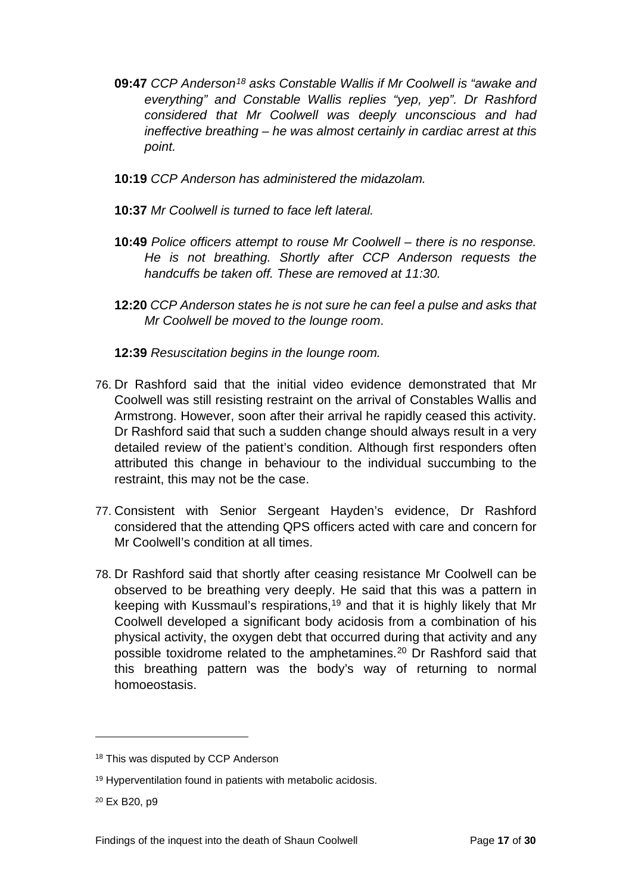**09:47** *CCP Anderson[18] asks Constable Wallis if Mr Coolwell is "awake and everything" and Constable Wallis replies "yep, yep". Dr Rashford considered that Mr Coolwell was deeply unconscious and had ineffective breathing – he was almost certainly in cardiac arrest at this point.*

**10:19** *CCP Anderson has administered the midazolam.*

**10:37** *Mr Coolwell is turned to face left lateral.*

**10:49** *Police officers attempt to rouse Mr Coolwell – there is no response. He is not breathing. Shortly after CCP Anderson requests the handcuffs be taken off. These are removed at 11:30.*

**12:20** *CCP Anderson states he is not sure he can feel a pulse and asks that Mr Coolwell be moved to the lounge room*.

**12:39** *Resuscitation begins in the lounge room.*

76. Dr Rashford said that the initial video evidence demonstrated that Mr Coolwell was still resisting restraint on the arrival of Constables Wallis and Armstrong. However, soon after their arrival he rapidly ceased this activity. Dr Rashford said that such a sudden change should always result in a very detailed review of the patient's condition. Although first responders often attributed this change in behaviour to the individual succumbing to the restraint, this may not be the case.

77. Consistent with Senior Sergeant Hayden's evidence, Dr Rashford considered that the attending QPS officers acted with care and concern for Mr Coolwell's condition at all times.

78. Dr Rashford said that shortly after ceasing resistance Mr Coolwell can be observed to be breathing very deeply. He said that this was a pattern in keeping with Kussmaul's respirations,[19] and that it is highly likely that Mr Coolwell developed a significant body acidosis from a combination of his physical activity, the oxygen debt that occurred during that activity and any possible toxidrome related to the amphetamines.[20] Dr Rashford said that this breathing pattern was the body's way of returning to normal homoeostasis.

---

[18] This was disputed by CCP Anderson

[19] Hyperventilation found in patients with metabolic acidosis.

[20] Ex B20, p9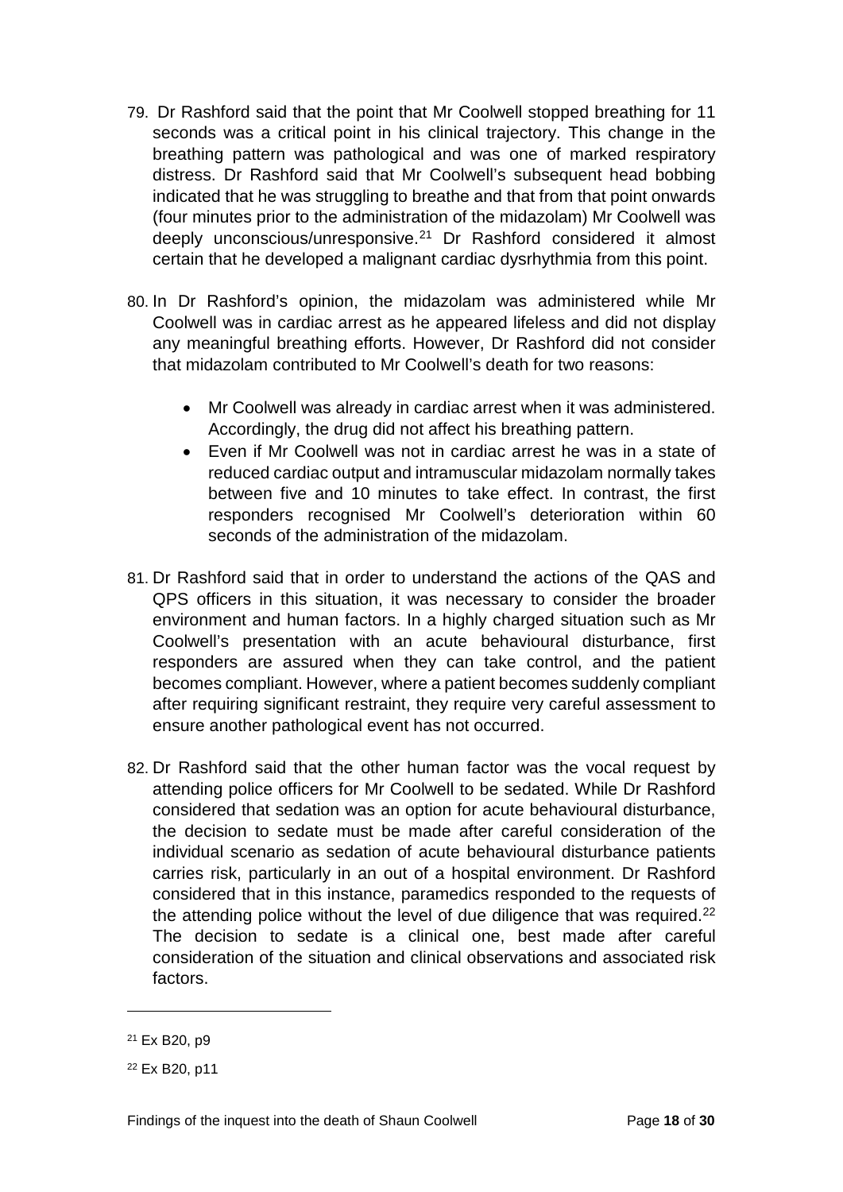79. Dr Rashford said that the point that Mr Coolwell stopped breathing for 11 seconds was a critical point in his clinical trajectory. This change in the breathing pattern was pathological and was one of marked respiratory distress. Dr Rashford said that Mr Coolwell's subsequent head bobbing indicated that he was struggling to breathe and that from that point onwards (four minutes prior to the administration of the midazolam) Mr Coolwell was deeply unconscious/unresponsive.[21] Dr Rashford considered it almost certain that he developed a malignant cardiac dysrhythmia from this point.

80. In Dr Rashford's opinion, the midazolam was administered while Mr Coolwell was in cardiac arrest as he appeared lifeless and did not display any meaningful breathing efforts. However, Dr Rashford did not consider that midazolam contributed to Mr Coolwell's death for two reasons:

    - Mr Coolwell was already in cardiac arrest when it was administered. Accordingly, the drug did not affect his breathing pattern.
    - Even if Mr Coolwell was not in cardiac arrest he was in a state of reduced cardiac output and intramuscular midazolam normally takes between five and 10 minutes to take effect. In contrast, the first responders recognised Mr Coolwell's deterioration within 60 seconds of the administration of the midazolam.

81. Dr Rashford said that in order to understand the actions of the QAS and QPS officers in this situation, it was necessary to consider the broader environment and human factors. In a highly charged situation such as Mr Coolwell's presentation with an acute behavioural disturbance, first responders are assured when they can take control, and the patient becomes compliant. However, where a patient becomes suddenly compliant after requiring significant restraint, they require very careful assessment to ensure another pathological event has not occurred.

82. Dr Rashford said that the other human factor was the vocal request by attending police officers for Mr Coolwell to be sedated. While Dr Rashford considered that sedation was an option for acute behavioural disturbance, the decision to sedate must be made after careful consideration of the individual scenario as sedation of acute behavioural disturbance patients carries risk, particularly in an out of a hospital environment. Dr Rashford considered that in this instance, paramedics responded to the requests of the attending police without the level of due diligence that was required.[22] The decision to sedate is a clinical one, best made after careful consideration of the situation and clinical observations and associated risk factors.

---

[21] Ex B20, p9

[22] Ex B20, p11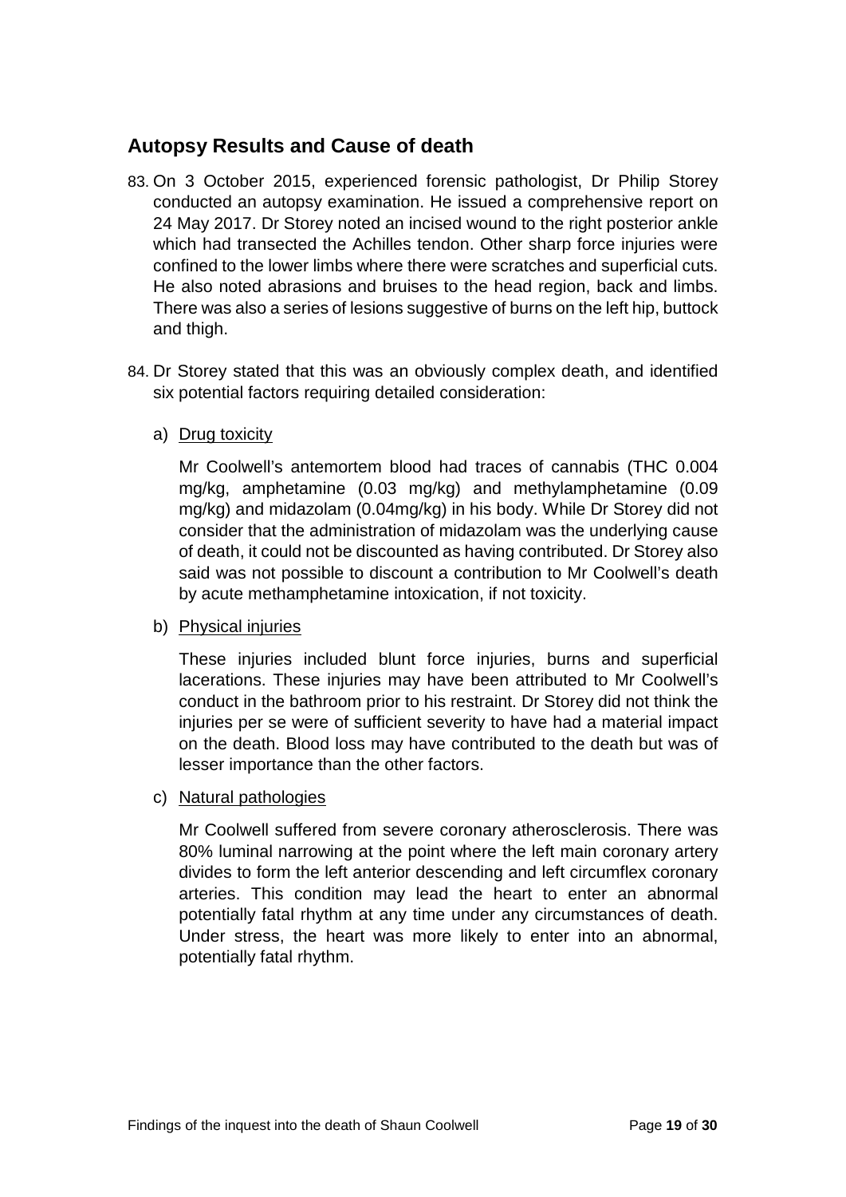## Autopsy Results and Cause of death

83. On 3 October 2015, experienced forensic pathologist, Dr Philip Storey conducted an autopsy examination. He issued a comprehensive report on 24 May 2017. Dr Storey noted an incised wound to the right posterior ankle which had transected the Achilles tendon. Other sharp force injuries were confined to the lower limbs where there were scratches and superficial cuts. He also noted abrasions and bruises to the head region, back and limbs. There was also a series of lesions suggestive of burns on the left hip, buttock and thigh.

84. Dr Storey stated that this was an obviously complex death, and identified six potential factors requiring detailed consideration:

    a) <u>Drug toxicity</u>

    Mr Coolwell's antemortem blood had traces of cannabis (THC 0.004 mg/kg, amphetamine (0.03 mg/kg) and methylamphetamine (0.09 mg/kg) and midazolam (0.04mg/kg) in his body. While Dr Storey did not consider that the administration of midazolam was the underlying cause of death, it could not be discounted as having contributed. Dr Storey also said was not possible to discount a contribution to Mr Coolwell's death by acute methamphetamine intoxication, if not toxicity.

    b) <u>Physical injuries</u>

    These injuries included blunt force injuries, burns and superficial lacerations. These injuries may have been attributed to Mr Coolwell's conduct in the bathroom prior to his restraint. Dr Storey did not think the injuries per se were of sufficient severity to have had a material impact on the death. Blood loss may have contributed to the death but was of lesser importance than the other factors.

    c) <u>Natural pathologies</u>

    Mr Coolwell suffered from severe coronary atherosclerosis. There was 80% luminal narrowing at the point where the left main coronary artery divides to form the left anterior descending and left circumflex coronary arteries. This condition may lead the heart to enter an abnormal potentially fatal rhythm at any time under any circumstances of death. Under stress, the heart was more likely to enter into an abnormal, potentially fatal rhythm.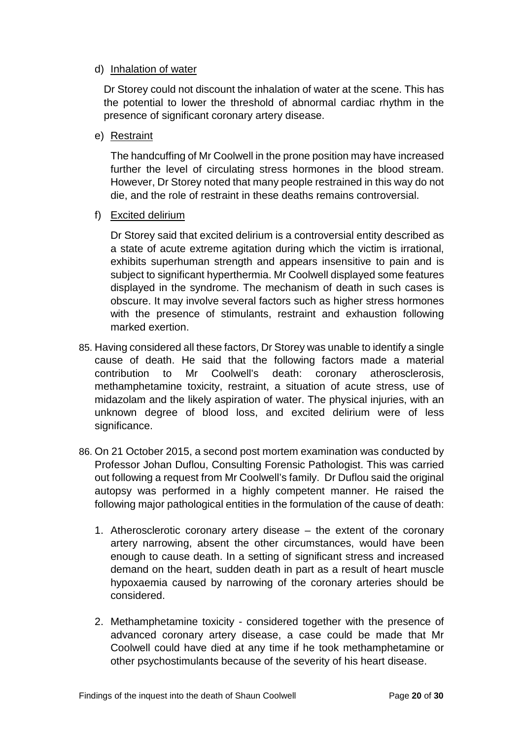d) Inhalation of water

Dr Storey could not discount the inhalation of water at the scene. This has the potential to lower the threshold of abnormal cardiac rhythm in the presence of significant coronary artery disease.

e) Restraint

The handcuffing of Mr Coolwell in the prone position may have increased further the level of circulating stress hormones in the blood stream. However, Dr Storey noted that many people restrained in this way do not die, and the role of restraint in these deaths remains controversial.

f) Excited delirium

Dr Storey said that excited delirium is a controversial entity described as a state of acute extreme agitation during which the victim is irrational, exhibits superhuman strength and appears insensitive to pain and is subject to significant hyperthermia. Mr Coolwell displayed some features displayed in the syndrome. The mechanism of death in such cases is obscure. It may involve several factors such as higher stress hormones with the presence of stimulants, restraint and exhaustion following marked exertion.

85. Having considered all these factors, Dr Storey was unable to identify a single cause of death. He said that the following factors made a material contribution to Mr Coolwell's death: coronary atherosclerosis, methamphetamine toxicity, restraint, a situation of acute stress, use of midazolam and the likely aspiration of water. The physical injuries, with an unknown degree of blood loss, and excited delirium were of less significance.

86. On 21 October 2015, a second post mortem examination was conducted by Professor Johan Duflou, Consulting Forensic Pathologist. This was carried out following a request from Mr Coolwell's family. Dr Duflou said the original autopsy was performed in a highly competent manner. He raised the following major pathological entities in the formulation of the cause of death:

    1. Atherosclerotic coronary artery disease – the extent of the coronary artery narrowing, absent the other circumstances, would have been enough to cause death. In a setting of significant stress and increased demand on the heart, sudden death in part as a result of heart muscle hypoxaemia caused by narrowing of the coronary arteries should be considered.

    2. Methamphetamine toxicity - considered together with the presence of advanced coronary artery disease, a case could be made that Mr Coolwell could have died at any time if he took methamphetamine or other psychostimulants because of the severity of his heart disease.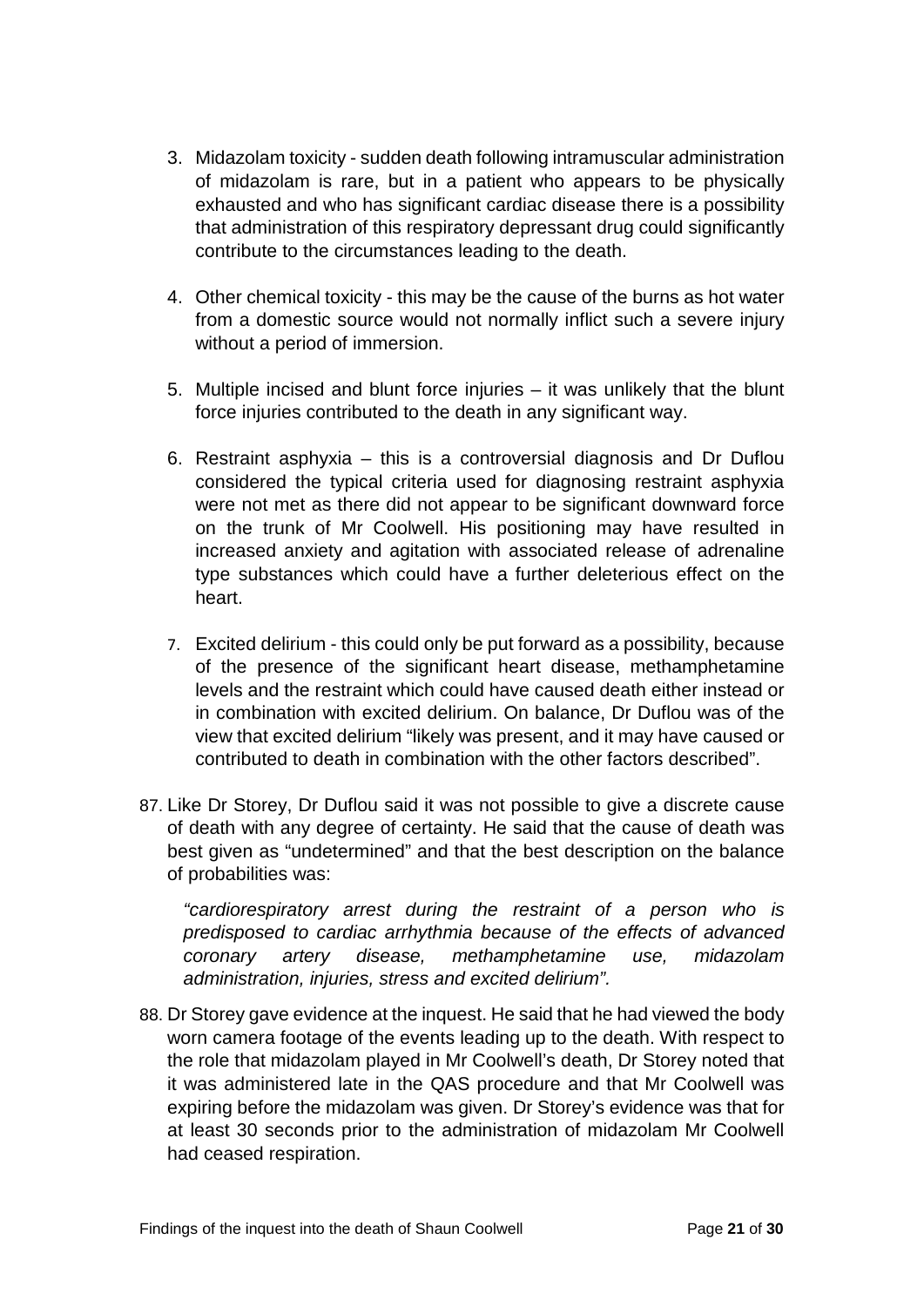3. Midazolam toxicity - sudden death following intramuscular administration of midazolam is rare, but in a patient who appears to be physically exhausted and who has significant cardiac disease there is a possibility that administration of this respiratory depressant drug could significantly contribute to the circumstances leading to the death.

4. Other chemical toxicity - this may be the cause of the burns as hot water from a domestic source would not normally inflict such a severe injury without a period of immersion.

5. Multiple incised and blunt force injuries – it was unlikely that the blunt force injuries contributed to the death in any significant way.

6. Restraint asphyxia – this is a controversial diagnosis and Dr Duflou considered the typical criteria used for diagnosing restraint asphyxia were not met as there did not appear to be significant downward force on the trunk of Mr Coolwell. His positioning may have resulted in increased anxiety and agitation with associated release of adrenaline type substances which could have a further deleterious effect on the heart.

7. Excited delirium - this could only be put forward as a possibility, because of the presence of the significant heart disease, methamphetamine levels and the restraint which could have caused death either instead or in combination with excited delirium. On balance, Dr Duflou was of the view that excited delirium "likely was present, and it may have caused or contributed to death in combination with the other factors described".

87. Like Dr Storey, Dr Duflou said it was not possible to give a discrete cause of death with any degree of certainty. He said that the cause of death was best given as "undetermined" and that the best description on the balance of probabilities was:

    *"cardiorespiratory arrest during the restraint of a person who is predisposed to cardiac arrhythmia because of the effects of advanced coronary artery disease, methamphetamine use, midazolam administration, injuries, stress and excited delirium".*

88. Dr Storey gave evidence at the inquest. He said that he had viewed the body worn camera footage of the events leading up to the death. With respect to the role that midazolam played in Mr Coolwell's death, Dr Storey noted that it was administered late in the QAS procedure and that Mr Coolwell was expiring before the midazolam was given. Dr Storey's evidence was that for at least 30 seconds prior to the administration of midazolam Mr Coolwell had ceased respiration.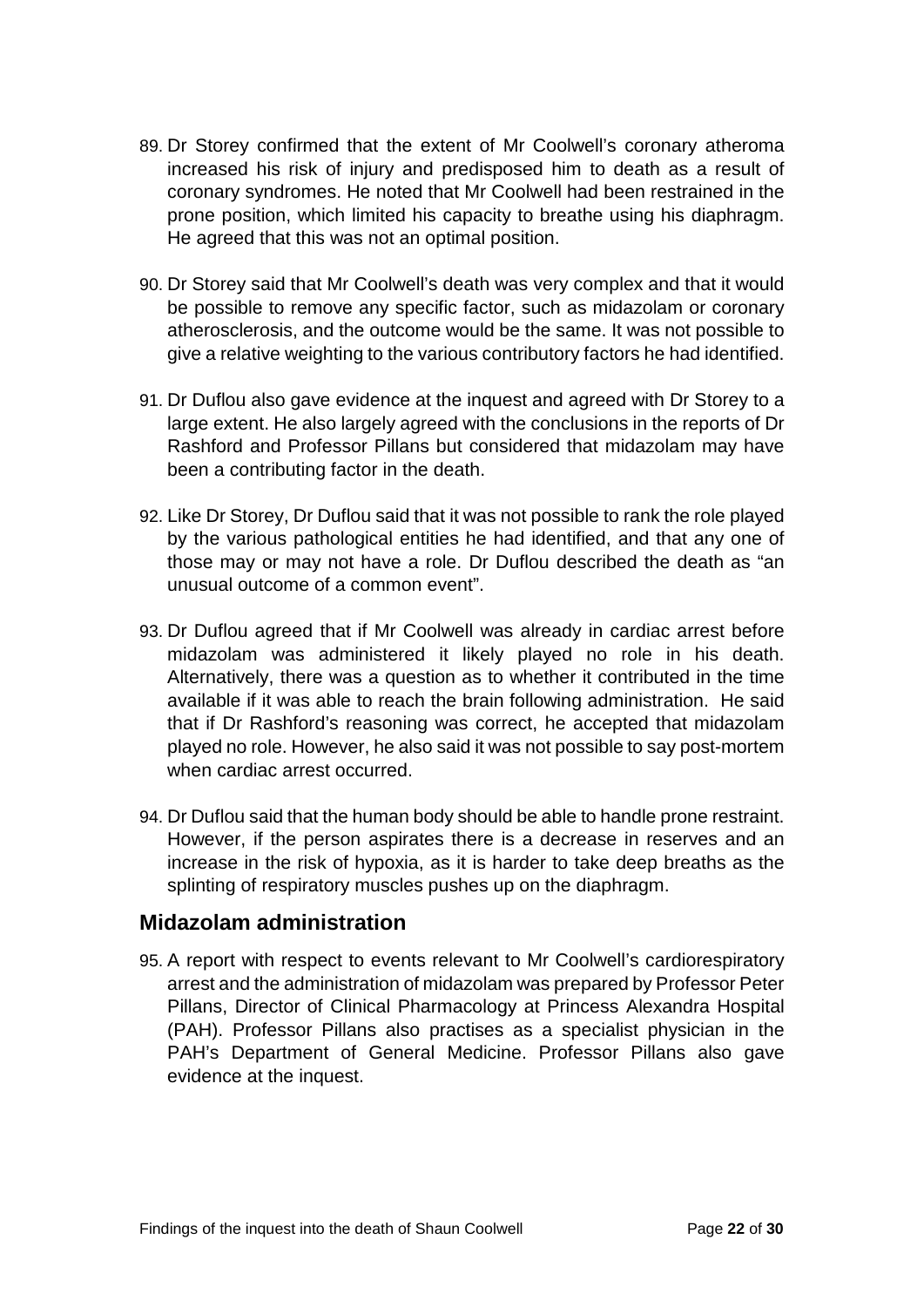89. Dr Storey confirmed that the extent of Mr Coolwell's coronary atheroma increased his risk of injury and predisposed him to death as a result of coronary syndromes. He noted that Mr Coolwell had been restrained in the prone position, which limited his capacity to breathe using his diaphragm. He agreed that this was not an optimal position.

90. Dr Storey said that Mr Coolwell's death was very complex and that it would be possible to remove any specific factor, such as midazolam or coronary atherosclerosis, and the outcome would be the same. It was not possible to give a relative weighting to the various contributory factors he had identified.

91. Dr Duflou also gave evidence at the inquest and agreed with Dr Storey to a large extent. He also largely agreed with the conclusions in the reports of Dr Rashford and Professor Pillans but considered that midazolam may have been a contributing factor in the death.

92. Like Dr Storey, Dr Duflou said that it was not possible to rank the role played by the various pathological entities he had identified, and that any one of those may or may not have a role. Dr Duflou described the death as "an unusual outcome of a common event".

93. Dr Duflou agreed that if Mr Coolwell was already in cardiac arrest before midazolam was administered it likely played no role in his death. Alternatively, there was a question as to whether it contributed in the time available if it was able to reach the brain following administration. He said that if Dr Rashford's reasoning was correct, he accepted that midazolam played no role. However, he also said it was not possible to say post-mortem when cardiac arrest occurred.

94. Dr Duflou said that the human body should be able to handle prone restraint. However, if the person aspirates there is a decrease in reserves and an increase in the risk of hypoxia, as it is harder to take deep breaths as the splinting of respiratory muscles pushes up on the diaphragm.

## Midazolam administration

95. A report with respect to events relevant to Mr Coolwell's cardiorespiratory arrest and the administration of midazolam was prepared by Professor Peter Pillans, Director of Clinical Pharmacology at Princess Alexandra Hospital (PAH). Professor Pillans also practises as a specialist physician in the PAH's Department of General Medicine. Professor Pillans also gave evidence at the inquest.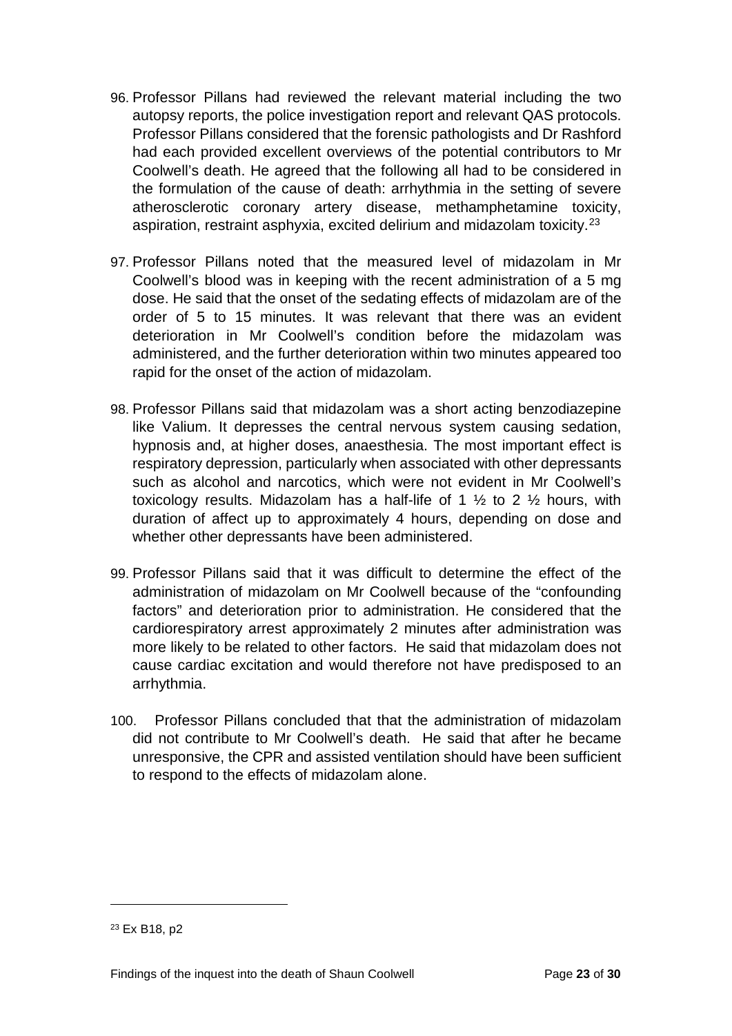96. Professor Pillans had reviewed the relevant material including the two autopsy reports, the police investigation report and relevant QAS protocols. Professor Pillans considered that the forensic pathologists and Dr Rashford had each provided excellent overviews of the potential contributors to Mr Coolwell's death. He agreed that the following all had to be considered in the formulation of the cause of death: arrhythmia in the setting of severe atherosclerotic coronary artery disease, methamphetamine toxicity, aspiration, restraint asphyxia, excited delirium and midazolam toxicity.[23]

97. Professor Pillans noted that the measured level of midazolam in Mr Coolwell's blood was in keeping with the recent administration of a 5 mg dose. He said that the onset of the sedating effects of midazolam are of the order of 5 to 15 minutes. It was relevant that there was an evident deterioration in Mr Coolwell's condition before the midazolam was administered, and the further deterioration within two minutes appeared too rapid for the onset of the action of midazolam.

98. Professor Pillans said that midazolam was a short acting benzodiazepine like Valium. It depresses the central nervous system causing sedation, hypnosis and, at higher doses, anaesthesia. The most important effect is respiratory depression, particularly when associated with other depressants such as alcohol and narcotics, which were not evident in Mr Coolwell's toxicology results. Midazolam has a half-life of 1 ½ to 2 ½ hours, with duration of affect up to approximately 4 hours, depending on dose and whether other depressants have been administered.

99. Professor Pillans said that it was difficult to determine the effect of the administration of midazolam on Mr Coolwell because of the "confounding factors" and deterioration prior to administration. He considered that the cardiorespiratory arrest approximately 2 minutes after administration was more likely to be related to other factors. He said that midazolam does not cause cardiac excitation and would therefore not have predisposed to an arrhythmia.

100. Professor Pillans concluded that that the administration of midazolam did not contribute to Mr Coolwell's death. He said that after he became unresponsive, the CPR and assisted ventilation should have been sufficient to respond to the effects of midazolam alone.

[23] Ex B18, p2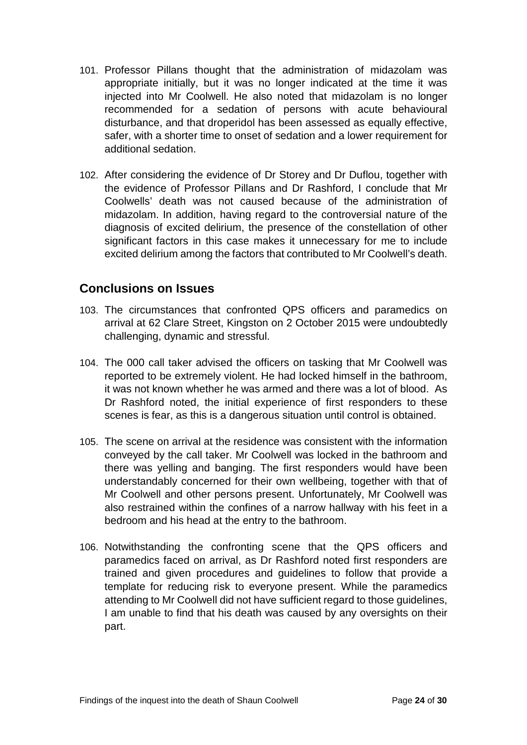101. Professor Pillans thought that the administration of midazolam was appropriate initially, but it was no longer indicated at the time it was injected into Mr Coolwell. He also noted that midazolam is no longer recommended for a sedation of persons with acute behavioural disturbance, and that droperidol has been assessed as equally effective, safer, with a shorter time to onset of sedation and a lower requirement for additional sedation.

102. After considering the evidence of Dr Storey and Dr Duflou, together with the evidence of Professor Pillans and Dr Rashford, I conclude that Mr Coolwells' death was not caused because of the administration of midazolam. In addition, having regard to the controversial nature of the diagnosis of excited delirium, the presence of the constellation of other significant factors in this case makes it unnecessary for me to include excited delirium among the factors that contributed to Mr Coolwell's death.

## Conclusions on Issues

103. The circumstances that confronted QPS officers and paramedics on arrival at 62 Clare Street, Kingston on 2 October 2015 were undoubtedly challenging, dynamic and stressful.

104. The 000 call taker advised the officers on tasking that Mr Coolwell was reported to be extremely violent. He had locked himself in the bathroom, it was not known whether he was armed and there was a lot of blood. As Dr Rashford noted, the initial experience of first responders to these scenes is fear, as this is a dangerous situation until control is obtained.

105. The scene on arrival at the residence was consistent with the information conveyed by the call taker. Mr Coolwell was locked in the bathroom and there was yelling and banging. The first responders would have been understandably concerned for their own wellbeing, together with that of Mr Coolwell and other persons present. Unfortunately, Mr Coolwell was also restrained within the confines of a narrow hallway with his feet in a bedroom and his head at the entry to the bathroom.

106. Notwithstanding the confronting scene that the QPS officers and paramedics faced on arrival, as Dr Rashford noted first responders are trained and given procedures and guidelines to follow that provide a template for reducing risk to everyone present. While the paramedics attending to Mr Coolwell did not have sufficient regard to those guidelines, I am unable to find that his death was caused by any oversights on their part.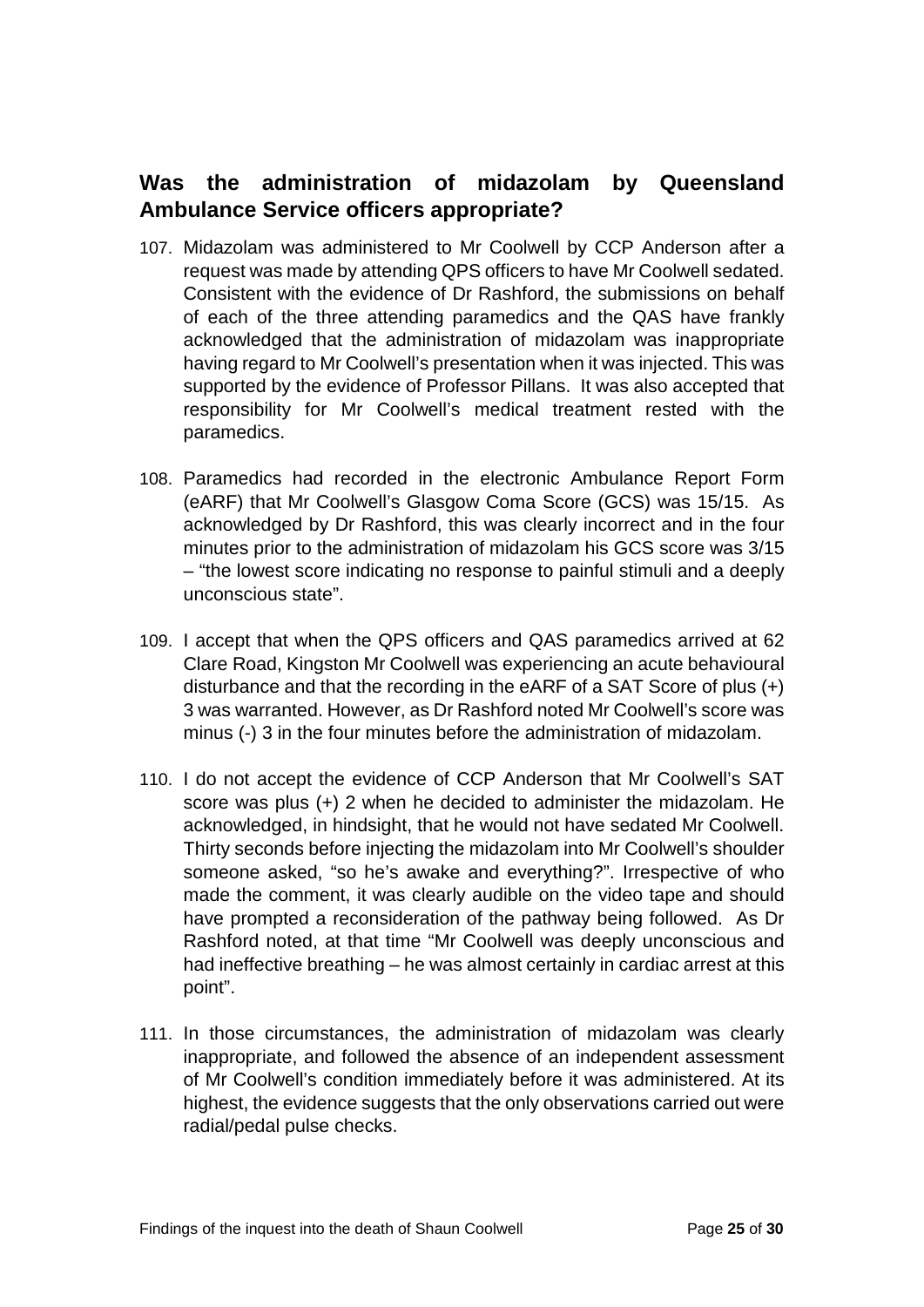## Was the administration of midazolam by Queensland Ambulance Service officers appropriate?

107. Midazolam was administered to Mr Coolwell by CCP Anderson after a request was made by attending QPS officers to have Mr Coolwell sedated. Consistent with the evidence of Dr Rashford, the submissions on behalf of each of the three attending paramedics and the QAS have frankly acknowledged that the administration of midazolam was inappropriate having regard to Mr Coolwell's presentation when it was injected. This was supported by the evidence of Professor Pillans. It was also accepted that responsibility for Mr Coolwell's medical treatment rested with the paramedics.

108. Paramedics had recorded in the electronic Ambulance Report Form (eARF) that Mr Coolwell's Glasgow Coma Score (GCS) was 15/15. As acknowledged by Dr Rashford, this was clearly incorrect and in the four minutes prior to the administration of midazolam his GCS score was 3/15 – "the lowest score indicating no response to painful stimuli and a deeply unconscious state".

109. I accept that when the QPS officers and QAS paramedics arrived at 62 Clare Road, Kingston Mr Coolwell was experiencing an acute behavioural disturbance and that the recording in the eARF of a SAT Score of plus (+) 3 was warranted. However, as Dr Rashford noted Mr Coolwell's score was minus (-) 3 in the four minutes before the administration of midazolam.

110. I do not accept the evidence of CCP Anderson that Mr Coolwell's SAT score was plus (+) 2 when he decided to administer the midazolam. He acknowledged, in hindsight, that he would not have sedated Mr Coolwell. Thirty seconds before injecting the midazolam into Mr Coolwell's shoulder someone asked, "so he's awake and everything?". Irrespective of who made the comment, it was clearly audible on the video tape and should have prompted a reconsideration of the pathway being followed. As Dr Rashford noted, at that time "Mr Coolwell was deeply unconscious and had ineffective breathing – he was almost certainly in cardiac arrest at this point".

111. In those circumstances, the administration of midazolam was clearly inappropriate, and followed the absence of an independent assessment of Mr Coolwell's condition immediately before it was administered. At its highest, the evidence suggests that the only observations carried out were radial/pedal pulse checks.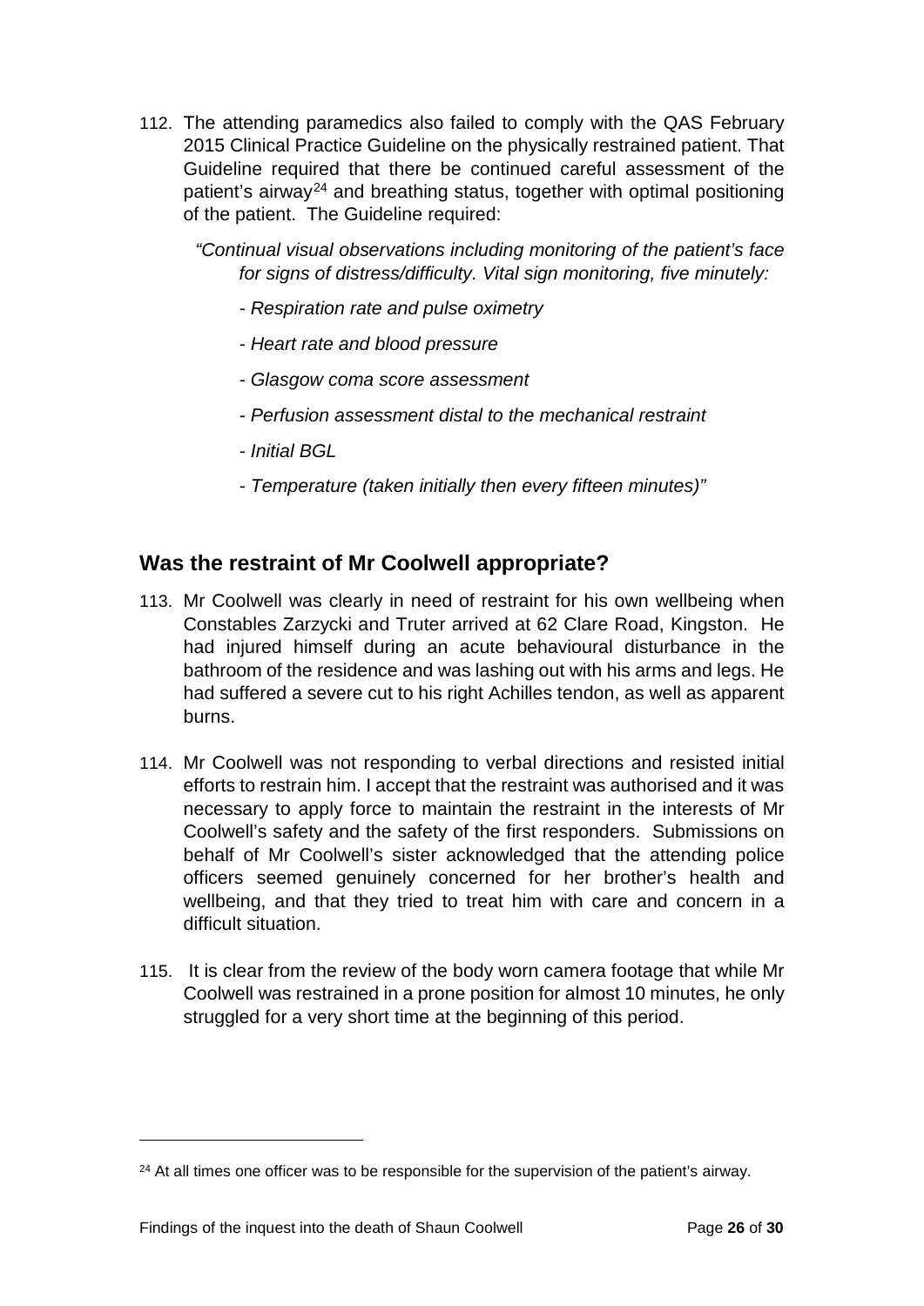112. The attending paramedics also failed to comply with the QAS February 2015 Clinical Practice Guideline on the physically restrained patient. That Guideline required that there be continued careful assessment of the patient's airway[24] and breathing status, together with optimal positioning of the patient. The Guideline required:

> *"Continual visual observations including monitoring of the patient's face for signs of distress/difficulty. Vital sign monitoring, five minutely:*
>
> *- Respiration rate and pulse oximetry*
>
> *- Heart rate and blood pressure*
>
> *- Glasgow coma score assessment*
>
> *- Perfusion assessment distal to the mechanical restraint*
>
> *- Initial BGL*
>
> *- Temperature (taken initially then every fifteen minutes)"*

## Was the restraint of Mr Coolwell appropriate?

113. Mr Coolwell was clearly in need of restraint for his own wellbeing when Constables Zarzycki and Truter arrived at 62 Clare Road, Kingston. He had injured himself during an acute behavioural disturbance in the bathroom of the residence and was lashing out with his arms and legs. He had suffered a severe cut to his right Achilles tendon, as well as apparent burns.

114. Mr Coolwell was not responding to verbal directions and resisted initial efforts to restrain him. I accept that the restraint was authorised and it was necessary to apply force to maintain the restraint in the interests of Mr Coolwell's safety and the safety of the first responders. Submissions on behalf of Mr Coolwell's sister acknowledged that the attending police officers seemed genuinely concerned for her brother's health and wellbeing, and that they tried to treat him with care and concern in a difficult situation.

115. It is clear from the review of the body worn camera footage that while Mr Coolwell was restrained in a prone position for almost 10 minutes, he only struggled for a very short time at the beginning of this period.

---

[24] At all times one officer was to be responsible for the supervision of the patient's airway.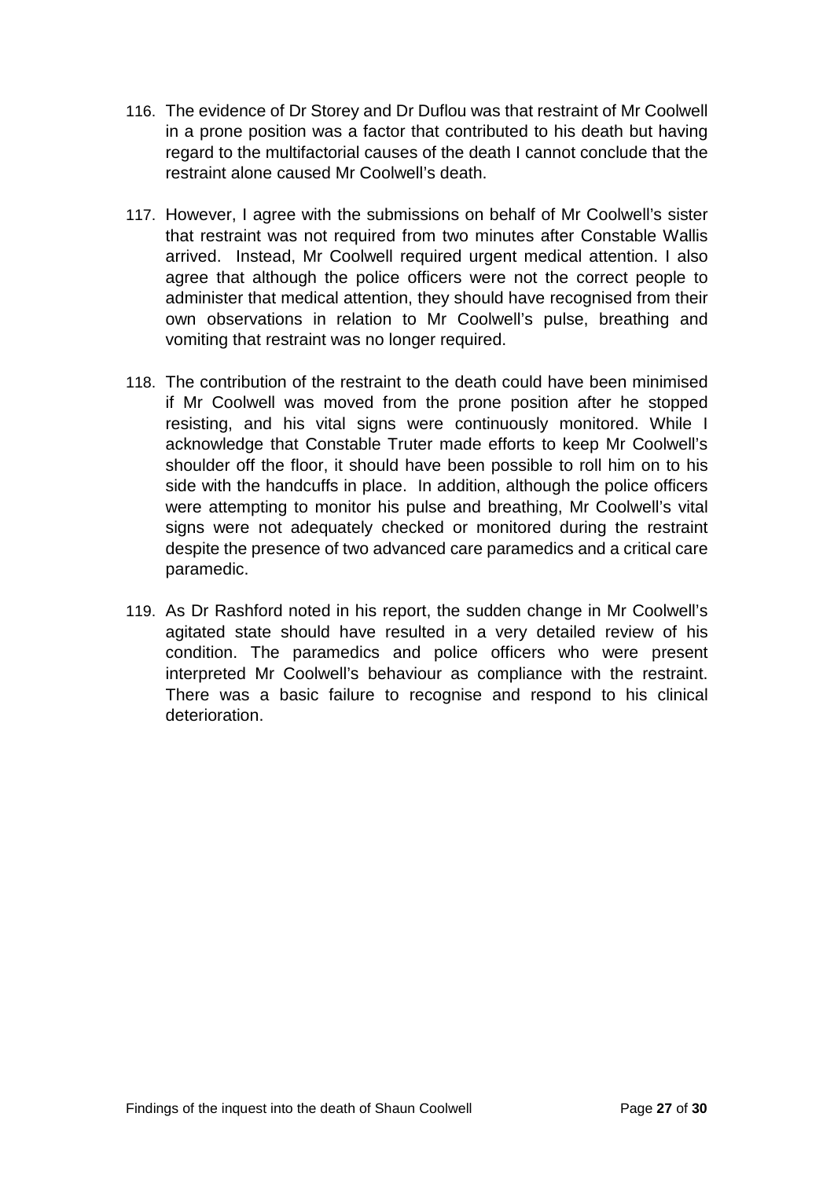116. The evidence of Dr Storey and Dr Duflou was that restraint of Mr Coolwell in a prone position was a factor that contributed to his death but having regard to the multifactorial causes of the death I cannot conclude that the restraint alone caused Mr Coolwell's death.

117. However, I agree with the submissions on behalf of Mr Coolwell's sister that restraint was not required from two minutes after Constable Wallis arrived. Instead, Mr Coolwell required urgent medical attention. I also agree that although the police officers were not the correct people to administer that medical attention, they should have recognised from their own observations in relation to Mr Coolwell's pulse, breathing and vomiting that restraint was no longer required.

118. The contribution of the restraint to the death could have been minimised if Mr Coolwell was moved from the prone position after he stopped resisting, and his vital signs were continuously monitored. While I acknowledge that Constable Truter made efforts to keep Mr Coolwell's shoulder off the floor, it should have been possible to roll him on to his side with the handcuffs in place. In addition, although the police officers were attempting to monitor his pulse and breathing, Mr Coolwell's vital signs were not adequately checked or monitored during the restraint despite the presence of two advanced care paramedics and a critical care paramedic.

119. As Dr Rashford noted in his report, the sudden change in Mr Coolwell's agitated state should have resulted in a very detailed review of his condition. The paramedics and police officers who were present interpreted Mr Coolwell's behaviour as compliance with the restraint. There was a basic failure to recognise and respond to his clinical deterioration.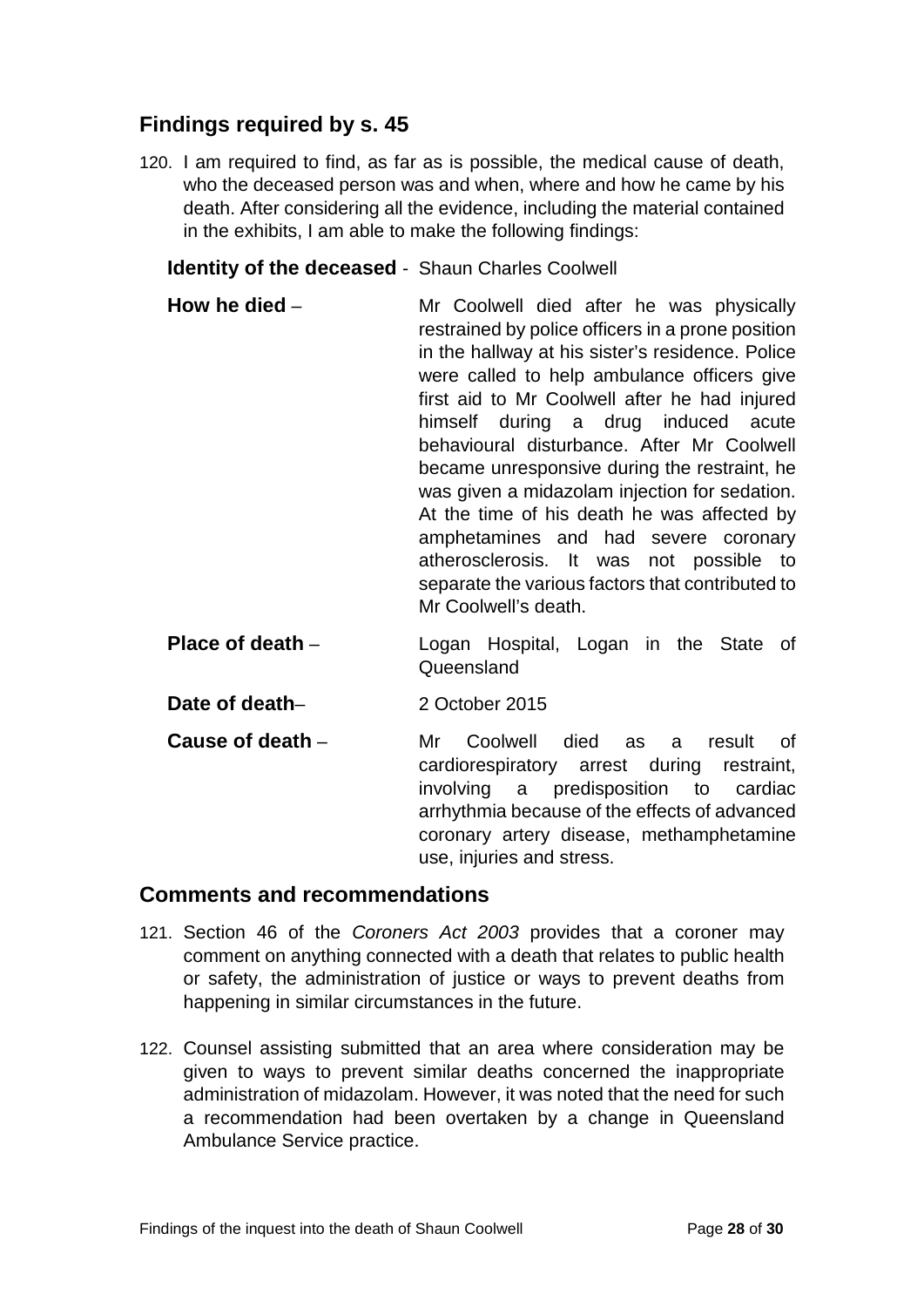## Findings required by s. 45

120. I am required to find, as far as is possible, the medical cause of death, who the deceased person was and when, where and how he came by his death. After considering all the evidence, including the material contained in the exhibits, I am able to make the following findings:

**Identity of the deceased** - Shaun Charles Coolwell

**How he died** – Mr Coolwell died after he was physically restrained by police officers in a prone position in the hallway at his sister's residence. Police were called to help ambulance officers give first aid to Mr Coolwell after he had injured himself during a drug induced acute behavioural disturbance. After Mr Coolwell became unresponsive during the restraint, he was given a midazolam injection for sedation. At the time of his death he was affected by amphetamines and had severe coronary atherosclerosis. It was not possible to separate the various factors that contributed to Mr Coolwell's death.

**Place of death** – Logan Hospital, Logan in the State of Queensland

**Date of death**– 2 October 2015

**Cause of death** – Mr Coolwell died as a result of cardiorespiratory arrest during restraint, involving a predisposition to cardiac arrhythmia because of the effects of advanced coronary artery disease, methamphetamine use, injuries and stress.

## Comments and recommendations

121. Section 46 of the *Coroners Act 2003* provides that a coroner may comment on anything connected with a death that relates to public health or safety, the administration of justice or ways to prevent deaths from happening in similar circumstances in the future.

122. Counsel assisting submitted that an area where consideration may be given to ways to prevent similar deaths concerned the inappropriate administration of midazolam. However, it was noted that the need for such a recommendation had been overtaken by a change in Queensland Ambulance Service practice.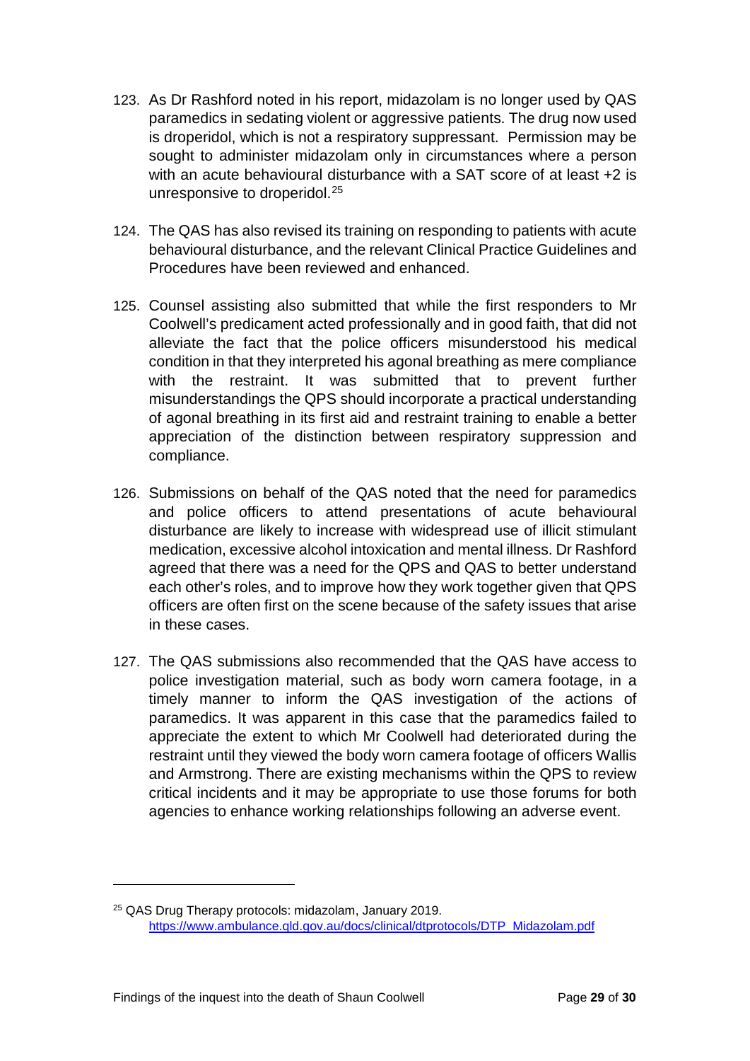123. As Dr Rashford noted in his report, midazolam is no longer used by QAS paramedics in sedating violent or aggressive patients. The drug now used is droperidol, which is not a respiratory suppressant. Permission may be sought to administer midazolam only in circumstances where a person with an acute behavioural disturbance with a SAT score of at least +2 is unresponsive to droperidol.[25]

124. The QAS has also revised its training on responding to patients with acute behavioural disturbance, and the relevant Clinical Practice Guidelines and Procedures have been reviewed and enhanced.

125. Counsel assisting also submitted that while the first responders to Mr Coolwell's predicament acted professionally and in good faith, that did not alleviate the fact that the police officers misunderstood his medical condition in that they interpreted his agonal breathing as mere compliance with the restraint. It was submitted that to prevent further misunderstandings the QPS should incorporate a practical understanding of agonal breathing in its first aid and restraint training to enable a better appreciation of the distinction between respiratory suppression and compliance.

126. Submissions on behalf of the QAS noted that the need for paramedics and police officers to attend presentations of acute behavioural disturbance are likely to increase with widespread use of illicit stimulant medication, excessive alcohol intoxication and mental illness. Dr Rashford agreed that there was a need for the QPS and QAS to better understand each other's roles, and to improve how they work together given that QPS officers are often first on the scene because of the safety issues that arise in these cases.

127. The QAS submissions also recommended that the QAS have access to police investigation material, such as body worn camera footage, in a timely manner to inform the QAS investigation of the actions of paramedics. It was apparent in this case that the paramedics failed to appreciate the extent to which Mr Coolwell had deteriorated during the restraint until they viewed the body worn camera footage of officers Wallis and Armstrong. There are existing mechanisms within the QPS to review critical incidents and it may be appropriate to use those forums for both agencies to enhance working relationships following an adverse event.

---

[25] QAS Drug Therapy protocols: midazolam, January 2019. https://www.ambulance.qld.gov.au/docs/clinical/dtprotocols/DTP_Midazolam.pdf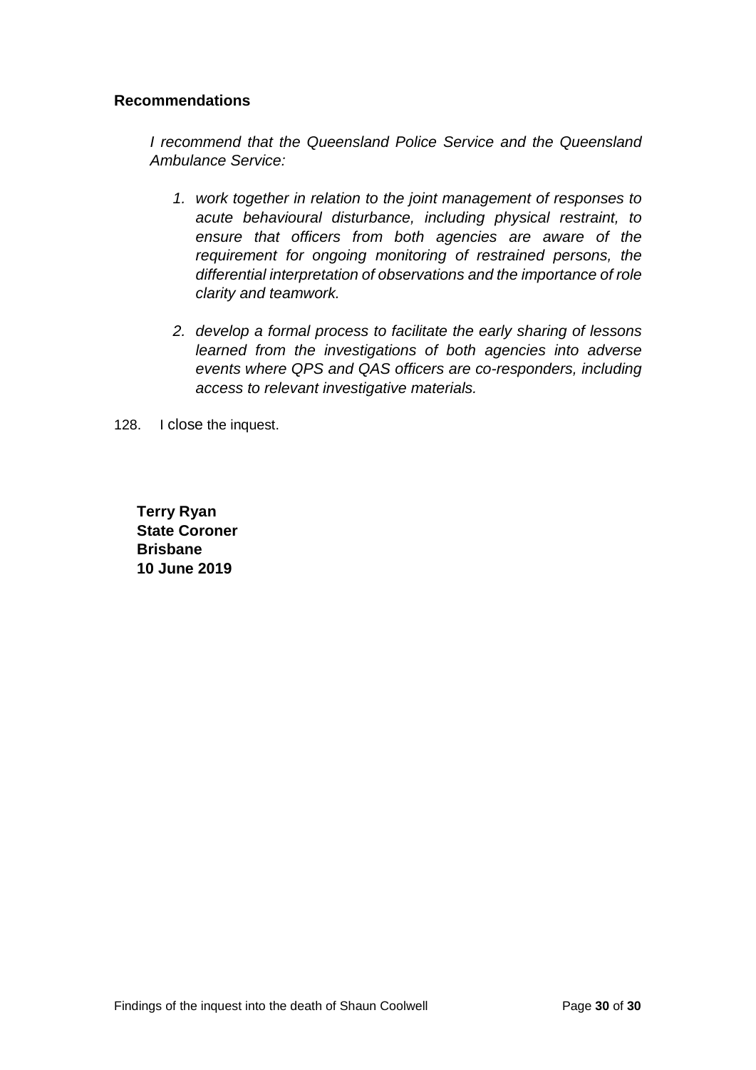### Recommendations

*I recommend that the Queensland Police Service and the Queensland Ambulance Service:*

1. *work together in relation to the joint management of responses to acute behavioural disturbance, including physical restraint, to ensure that officers from both agencies are aware of the requirement for ongoing monitoring of restrained persons, the differential interpretation of observations and the importance of role clarity and teamwork.*

2. *develop a formal process to facilitate the early sharing of lessons learned from the investigations of both agencies into adverse events where QPS and QAS officers are co-responders, including access to relevant investigative materials.*

128. I close the inquest.

**Terry Ryan**
**State Coroner**
**Brisbane**
**10 June 2019**